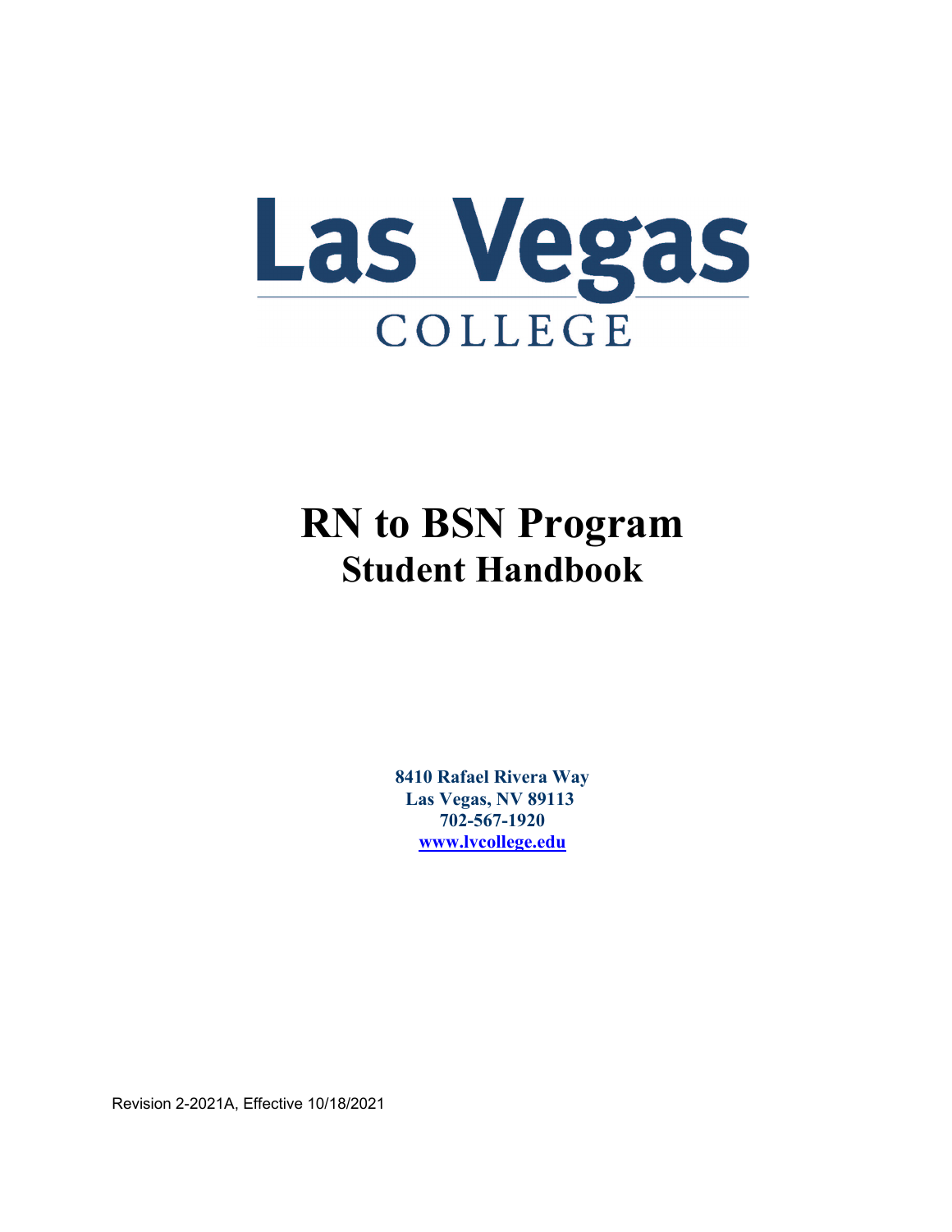# Las Vegas COLLEGE

# RN to BSN Program
## Student Handbook

**8410 Rafael Rivera Way**
**Las Vegas, NV 89113**
**702-567-1920**
**[www.lvcollege.edu](http://www.lvcollege.edu)**

Revision 2-2021A, Effective 10/18/2021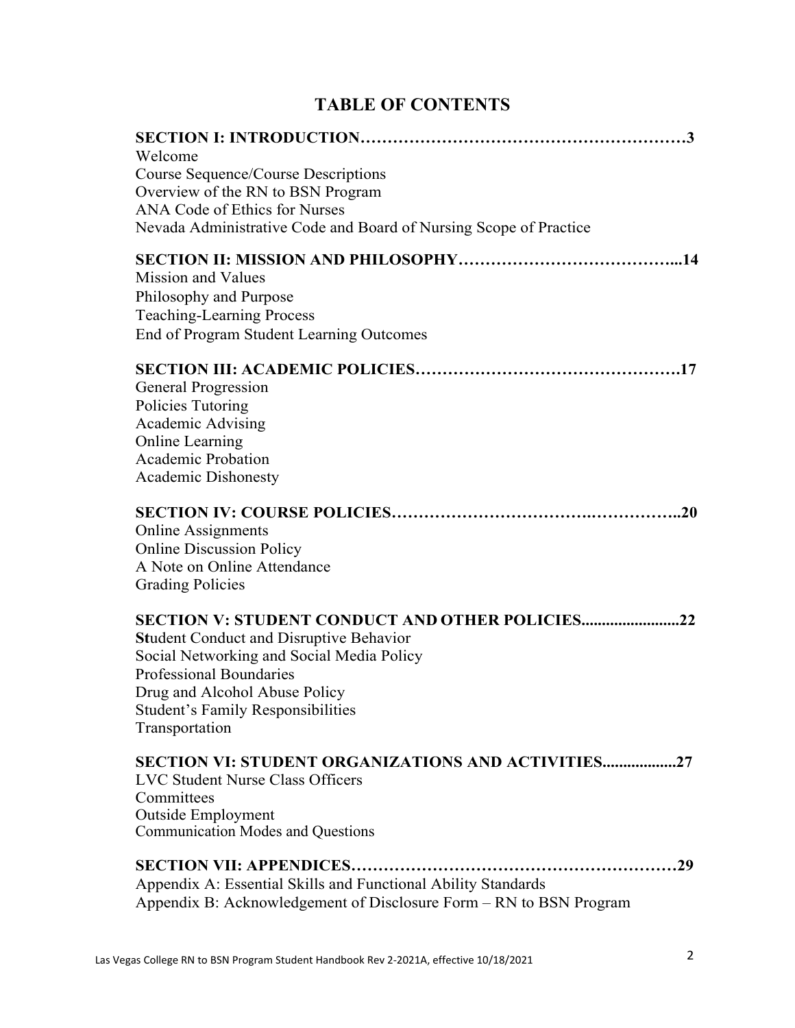# TABLE OF CONTENTS

**SECTION I: INTRODUCTION…………………………………………………3**

Welcome
Course Sequence/Course Descriptions
Overview of the RN to BSN Program
ANA Code of Ethics for Nurses
Nevada Administrative Code and Board of Nursing Scope of Practice

**SECTION II: MISSION AND PHILOSOPHY…………………………………...14**

Mission and Values
Philosophy and Purpose
Teaching-Learning Process
End of Program Student Learning Outcomes

**SECTION III: ACADEMIC POLICIES………………………………………….17**

General Progression
Policies Tutoring
Academic Advising
Online Learning
Academic Probation
Academic Dishonesty

**SECTION IV: COURSE POLICIES………………………………….…………..20**

Online Assignments
Online Discussion Policy
A Note on Online Attendance
Grading Policies

**SECTION V: STUDENT CONDUCT AND OTHER POLICIES........................22**

**St**udent Conduct and Disruptive Behavior
Social Networking and Social Media Policy
Professional Boundaries
Drug and Alcohol Abuse Policy
Student's Family Responsibilities
Transportation

**SECTION VI: STUDENT ORGANIZATIONS AND ACTIVITIES..................27**

LVC Student Nurse Class Officers
Committees
Outside Employment
Communication Modes and Questions

**SECTION VII: APPENDICES……………………………………………………29**

Appendix A: Essential Skills and Functional Ability Standards
Appendix B: Acknowledgement of Disclosure Form – RN to BSN Program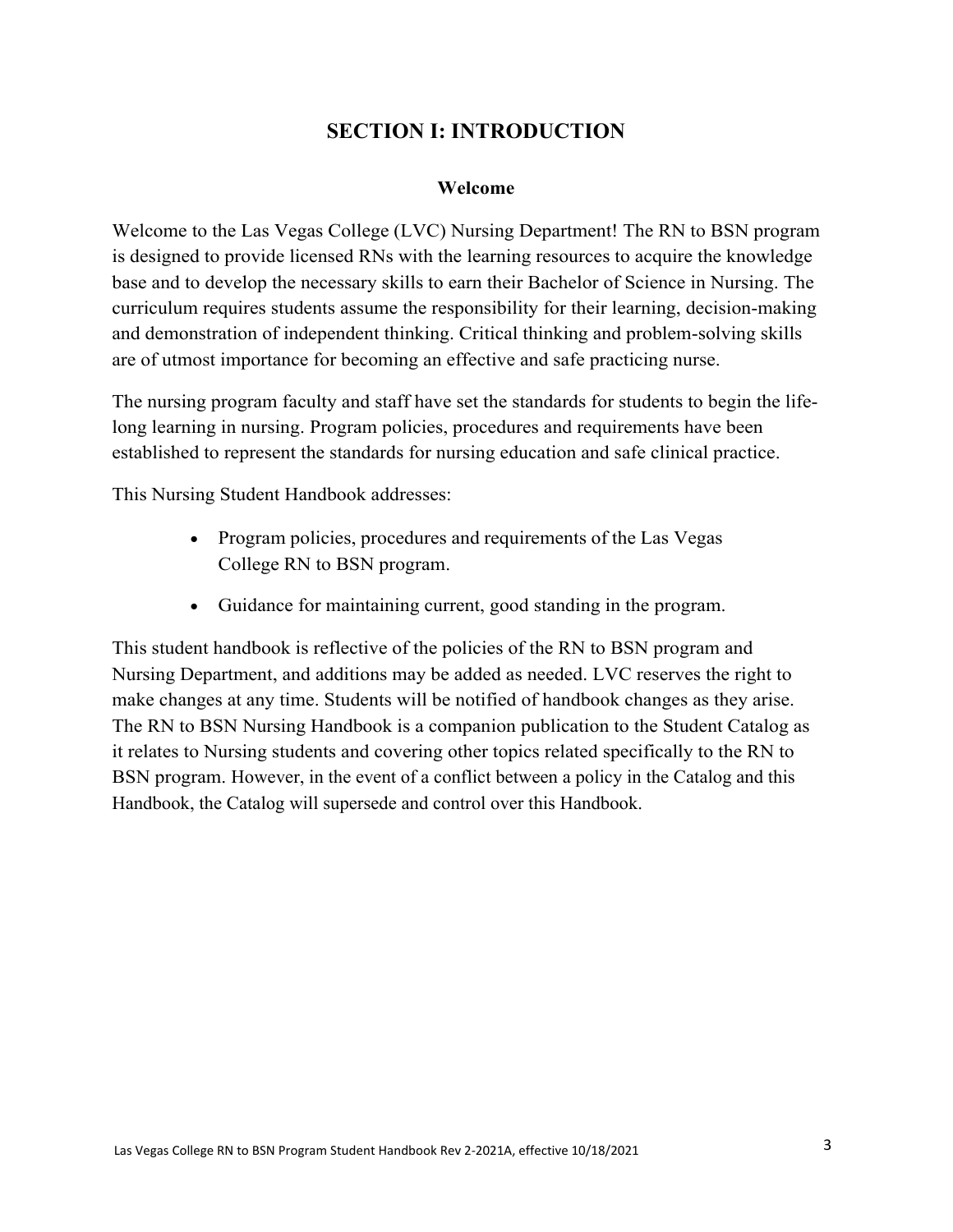# SECTION I: INTRODUCTION

## Welcome

Welcome to the Las Vegas College (LVC) Nursing Department! The RN to BSN program is designed to provide licensed RNs with the learning resources to acquire the knowledge base and to develop the necessary skills to earn their Bachelor of Science in Nursing. The curriculum requires students assume the responsibility for their learning, decision-making and demonstration of independent thinking. Critical thinking and problem-solving skills are of utmost importance for becoming an effective and safe practicing nurse.

The nursing program faculty and staff have set the standards for students to begin the life-long learning in nursing. Program policies, procedures and requirements have been established to represent the standards for nursing education and safe clinical practice.

This Nursing Student Handbook addresses:

- Program policies, procedures and requirements of the Las Vegas College RN to BSN program.
- Guidance for maintaining current, good standing in the program.

This student handbook is reflective of the policies of the RN to BSN program and Nursing Department, and additions may be added as needed. LVC reserves the right to make changes at any time. Students will be notified of handbook changes as they arise. The RN to BSN Nursing Handbook is a companion publication to the Student Catalog as it relates to Nursing students and covering other topics related specifically to the RN to BSN program. However, in the event of a conflict between a policy in the Catalog and this Handbook, the Catalog will supersede and control over this Handbook.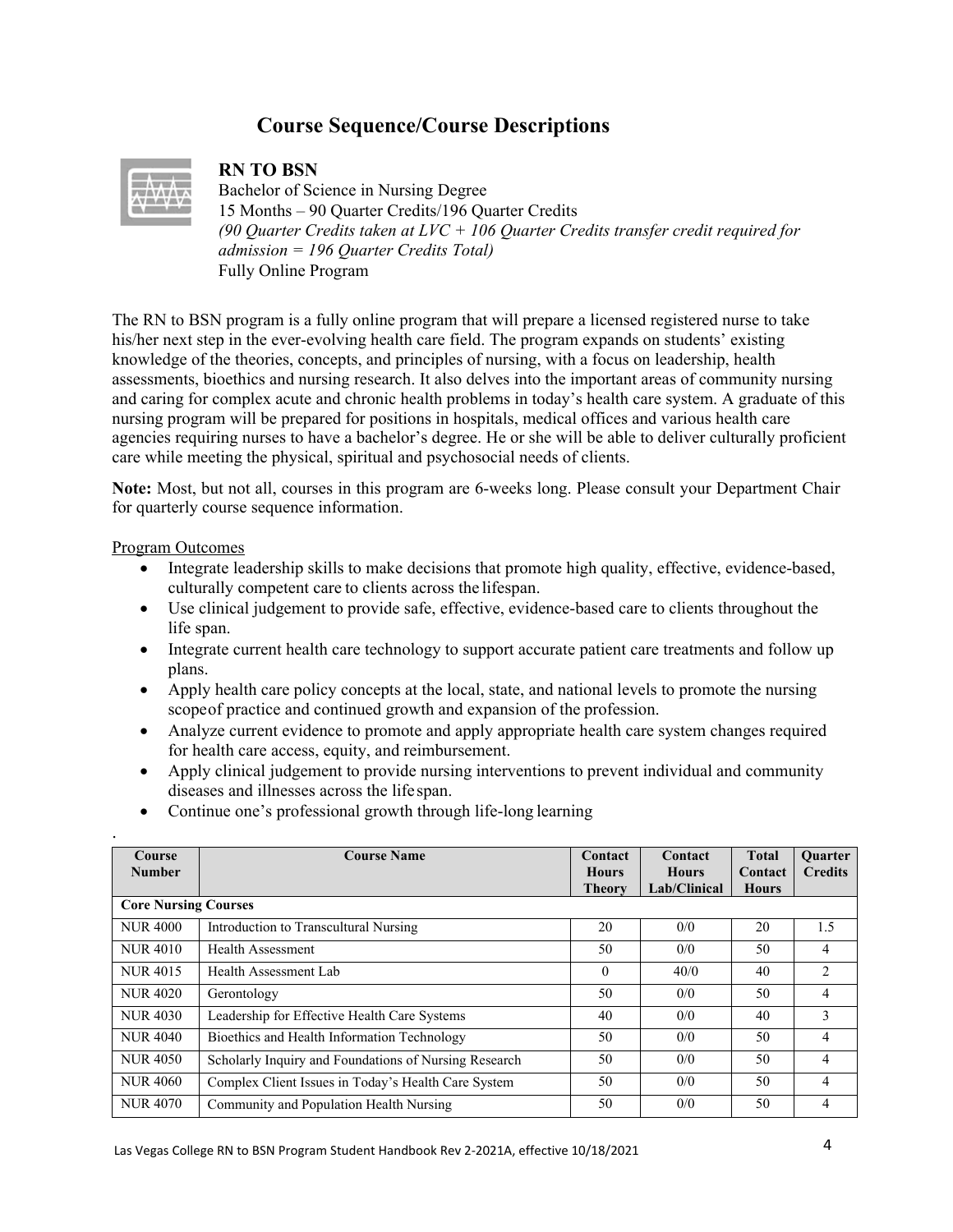## Course Sequence/Course Descriptions

### RN TO BSN

Bachelor of Science in Nursing Degree
15 Months – 90 Quarter Credits/196 Quarter Credits
*(90 Quarter Credits taken at LVC + 106 Quarter Credits transfer credit required for admission = 196 Quarter Credits Total)*
Fully Online Program

The RN to BSN program is a fully online program that will prepare a licensed registered nurse to take his/her next step in the ever-evolving health care field. The program expands on students' existing knowledge of the theories, concepts, and principles of nursing, with a focus on leadership, health assessments, bioethics and nursing research. It also delves into the important areas of community nursing and caring for complex acute and chronic health problems in today's health care system. A graduate of this nursing program will be prepared for positions in hospitals, medical offices and various health care agencies requiring nurses to have a bachelor's degree. He or she will be able to deliver culturally proficient care while meeting the physical, spiritual and psychosocial needs of clients.

**Note:** Most, but not all, courses in this program are 6-weeks long. Please consult your Department Chair for quarterly course sequence information.

Program Outcomes

- Integrate leadership skills to make decisions that promote high quality, effective, evidence-based, culturally competent care to clients across the lifespan.
- Use clinical judgement to provide safe, effective, evidence-based care to clients throughout the life span.
- Integrate current health care technology to support accurate patient care treatments and follow up plans.
- Apply health care policy concepts at the local, state, and national levels to promote the nursing scope of practice and continued growth and expansion of the profession.
- Analyze current evidence to promote and apply appropriate health care system changes required for health care access, equity, and reimbursement.
- Apply clinical judgement to provide nursing interventions to prevent individual and community diseases and illnesses across the life span.
- Continue one's professional growth through life-long learning

| Course Number | Course Name | Contact Hours Theory | Contact Hours Lab/Clinical | Total Contact Hours | Quarter Credits |
|---|---|---|---|---|---|
| **Core Nursing Courses** | | | | | |
| NUR 4000 | Introduction to Transcultural Nursing | 20 | 0/0 | 20 | 1.5 |
| NUR 4010 | Health Assessment | 50 | 0/0 | 50 | 4 |
| NUR 4015 | Health Assessment Lab | 0 | 40/0 | 40 | 2 |
| NUR 4020 | Gerontology | 50 | 0/0 | 50 | 4 |
| NUR 4030 | Leadership for Effective Health Care Systems | 40 | 0/0 | 40 | 3 |
| NUR 4040 | Bioethics and Health Information Technology | 50 | 0/0 | 50 | 4 |
| NUR 4050 | Scholarly Inquiry and Foundations of Nursing Research | 50 | 0/0 | 50 | 4 |
| NUR 4060 | Complex Client Issues in Today's Health Care System | 50 | 0/0 | 50 | 4 |
| NUR 4070 | Community and Population Health Nursing | 50 | 0/0 | 50 | 4 |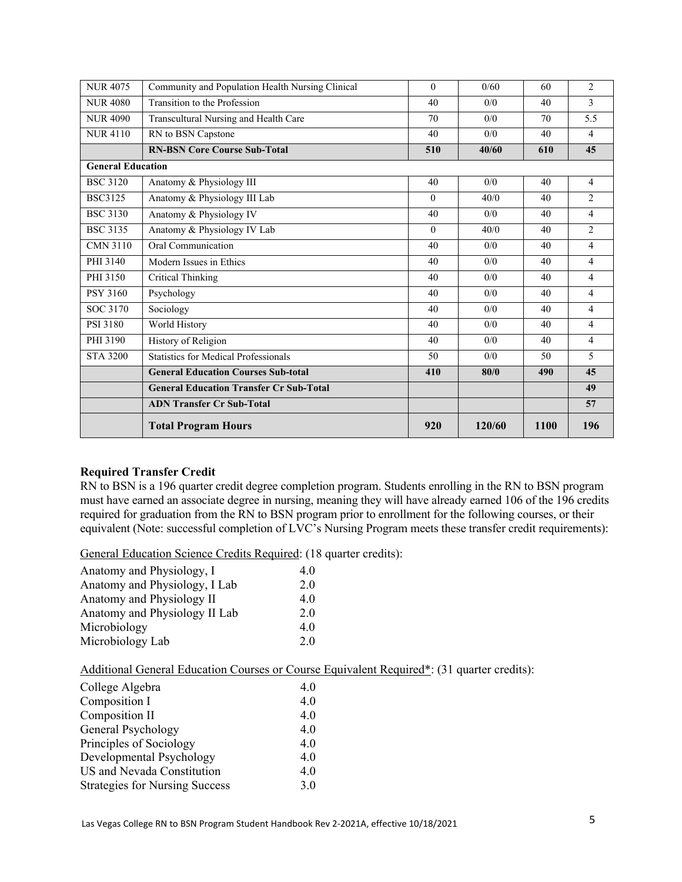| NUR 4075 | Community and Population Health Nursing Clinical | 0 | 0/60 | 60 | 2 |
|---|---|---|---|---|---|
| NUR 4080 | Transition to the Profession | 40 | 0/0 | 40 | 3 |
| NUR 4090 | Transcultural Nursing and Health Care | 70 | 0/0 | 70 | 5.5 |
| NUR 4110 | RN to BSN Capstone | 40 | 0/0 | 40 | 4 |
| | **RN-BSN Core Course Sub-Total** | **510** | **40/60** | **610** | **45** |
| **General Education** | | | | | |
| BSC 3120 | Anatomy & Physiology III | 40 | 0/0 | 40 | 4 |
| BSC3125 | Anatomy & Physiology III Lab | 0 | 40/0 | 40 | 2 |
| BSC 3130 | Anatomy & Physiology IV | 40 | 0/0 | 40 | 4 |
| BSC 3135 | Anatomy & Physiology IV Lab | 0 | 40/0 | 40 | 2 |
| CMN 3110 | Oral Communication | 40 | 0/0 | 40 | 4 |
| PHI 3140 | Modern Issues in Ethics | 40 | 0/0 | 40 | 4 |
| PHI 3150 | Critical Thinking | 40 | 0/0 | 40 | 4 |
| PSY 3160 | Psychology | 40 | 0/0 | 40 | 4 |
| SOC 3170 | Sociology | 40 | 0/0 | 40 | 4 |
| PSI 3180 | World History | 40 | 0/0 | 40 | 4 |
| PHI 3190 | History of Religion | 40 | 0/0 | 40 | 4 |
| STA 3200 | Statistics for Medical Professionals | 50 | 0/0 | 50 | 5 |
| | **General Education Courses Sub-total** | **410** | **80/0** | **490** | **45** |
| | **General Education Transfer Cr Sub-Total** | | | | **49** |
| | **ADN Transfer Cr Sub-Total** | | | | **57** |
| | **Total Program Hours** | **920** | **120/60** | **1100** | **196** |

### Required Transfer Credit

RN to BSN is a 196 quarter credit degree completion program. Students enrolling in the RN to BSN program must have earned an associate degree in nursing, meaning they will have already earned 106 of the 196 credits required for graduation from the RN to BSN program prior to enrollment for the following courses, or their equivalent (Note: successful completion of LVC's Nursing Program meets these transfer credit requirements):

General Education Science Credits Required: (18 quarter credits):

| | |
|---|---|
| Anatomy and Physiology, I | 4.0 |
| Anatomy and Physiology, I Lab | 2.0 |
| Anatomy and Physiology II | 4.0 |
| Anatomy and Physiology II Lab | 2.0 |
| Microbiology | 4.0 |
| Microbiology Lab | 2.0 |

Additional General Education Courses or Course Equivalent Required*: (31 quarter credits):

| | |
|---|---|
| College Algebra | 4.0 |
| Composition I | 4.0 |
| Composition II | 4.0 |
| General Psychology | 4.0 |
| Principles of Sociology | 4.0 |
| Developmental Psychology | 4.0 |
| US and Nevada Constitution | 4.0 |
| Strategies for Nursing Success | 3.0 |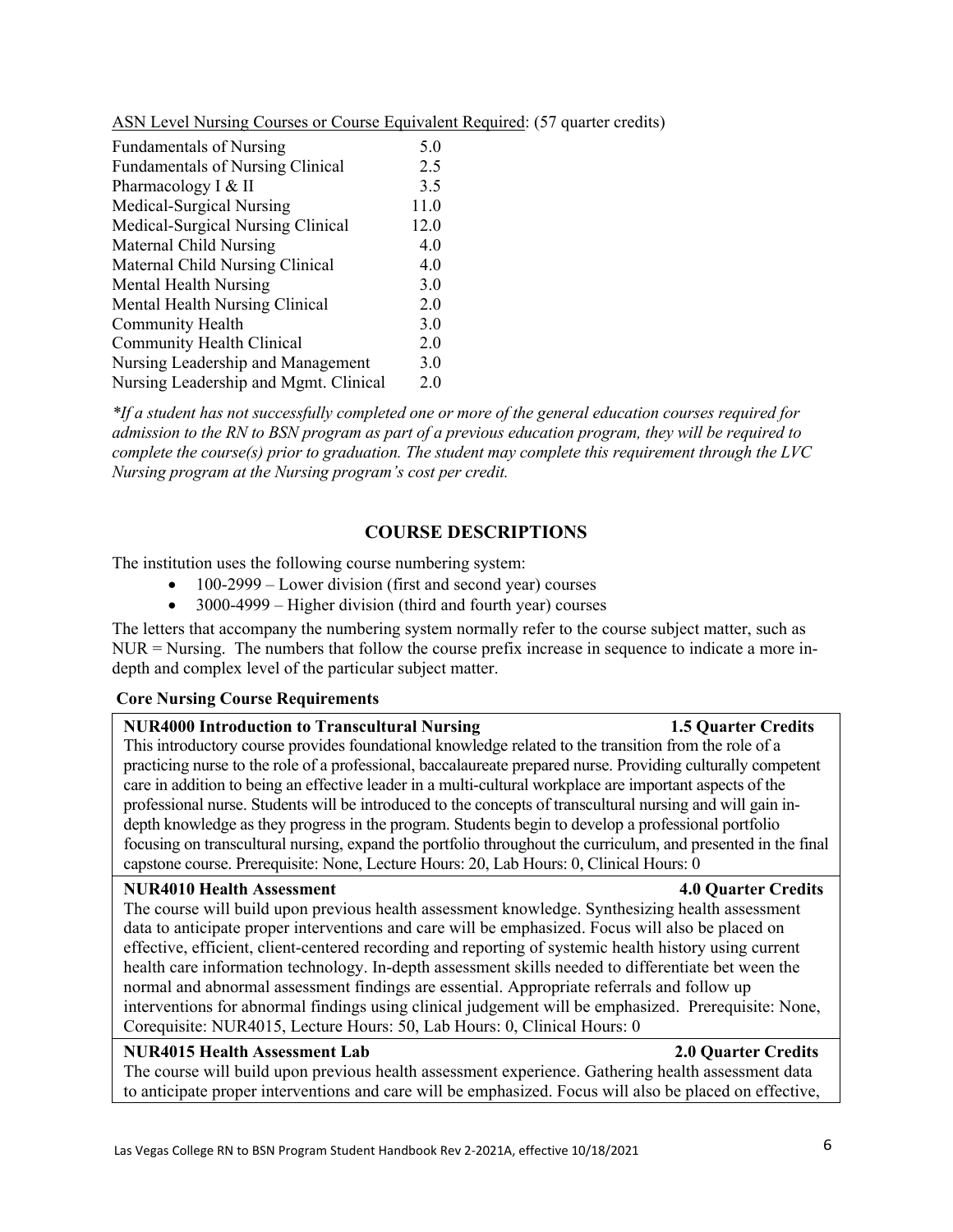<u>ASN Level Nursing Courses or Course Equivalent Required</u>: (57 quarter credits)

| | |
|---|---|
| Fundamentals of Nursing | 5.0 |
| Fundamentals of Nursing Clinical | 2.5 |
| Pharmacology I & II | 3.5 |
| Medical-Surgical Nursing | 11.0 |
| Medical-Surgical Nursing Clinical | 12.0 |
| Maternal Child Nursing | 4.0 |
| Maternal Child Nursing Clinical | 4.0 |
| Mental Health Nursing | 3.0 |
| Mental Health Nursing Clinical | 2.0 |
| Community Health | 3.0 |
| Community Health Clinical | 2.0 |
| Nursing Leadership and Management | 3.0 |
| Nursing Leadership and Mgmt. Clinical | 2.0 |

*\*If a student has not successfully completed one or more of the general education courses required for admission to the RN to BSN program as part of a previous education program, they will be required to complete the course(s) prior to graduation. The student may complete this requirement through the LVC Nursing program at the Nursing program's cost per credit.*

## COURSE DESCRIPTIONS

The institution uses the following course numbering system:

- 100-2999 – Lower division (first and second year) courses
- 3000-4999 – Higher division (third and fourth year) courses

The letters that accompany the numbering system normally refer to the course subject matter, such as NUR = Nursing. The numbers that follow the course prefix increase in sequence to indicate a more in-depth and complex level of the particular subject matter.

### Core Nursing Course Requirements

**NUR4000 Introduction to Transcultural Nursing — 1.5 Quarter Credits**

This introductory course provides foundational knowledge related to the transition from the role of a practicing nurse to the role of a professional, baccalaureate prepared nurse. Providing culturally competent care in addition to being an effective leader in a multi-cultural workplace are important aspects of the professional nurse. Students will be introduced to the concepts of transcultural nursing and will gain in-depth knowledge as they progress in the program. Students begin to develop a professional portfolio focusing on transcultural nursing, expand the portfolio throughout the curriculum, and presented in the final capstone course. Prerequisite: None, Lecture Hours: 20, Lab Hours: 0, Clinical Hours: 0

**NUR4010 Health Assessment — 4.0 Quarter Credits**

The course will build upon previous health assessment knowledge. Synthesizing health assessment data to anticipate proper interventions and care will be emphasized. Focus will also be placed on effective, efficient, client-centered recording and reporting of systemic health history using current health care information technology. In-depth assessment skills needed to differentiate bet ween the normal and abnormal assessment findings are essential. Appropriate referrals and follow up interventions for abnormal findings using clinical judgement will be emphasized. Prerequisite: None, Corequisite: NUR4015, Lecture Hours: 50, Lab Hours: 0, Clinical Hours: 0

**NUR4015 Health Assessment Lab — 2.0 Quarter Credits**

The course will build upon previous health assessment experience. Gathering health assessment data to anticipate proper interventions and care will be emphasized. Focus will also be placed on effective,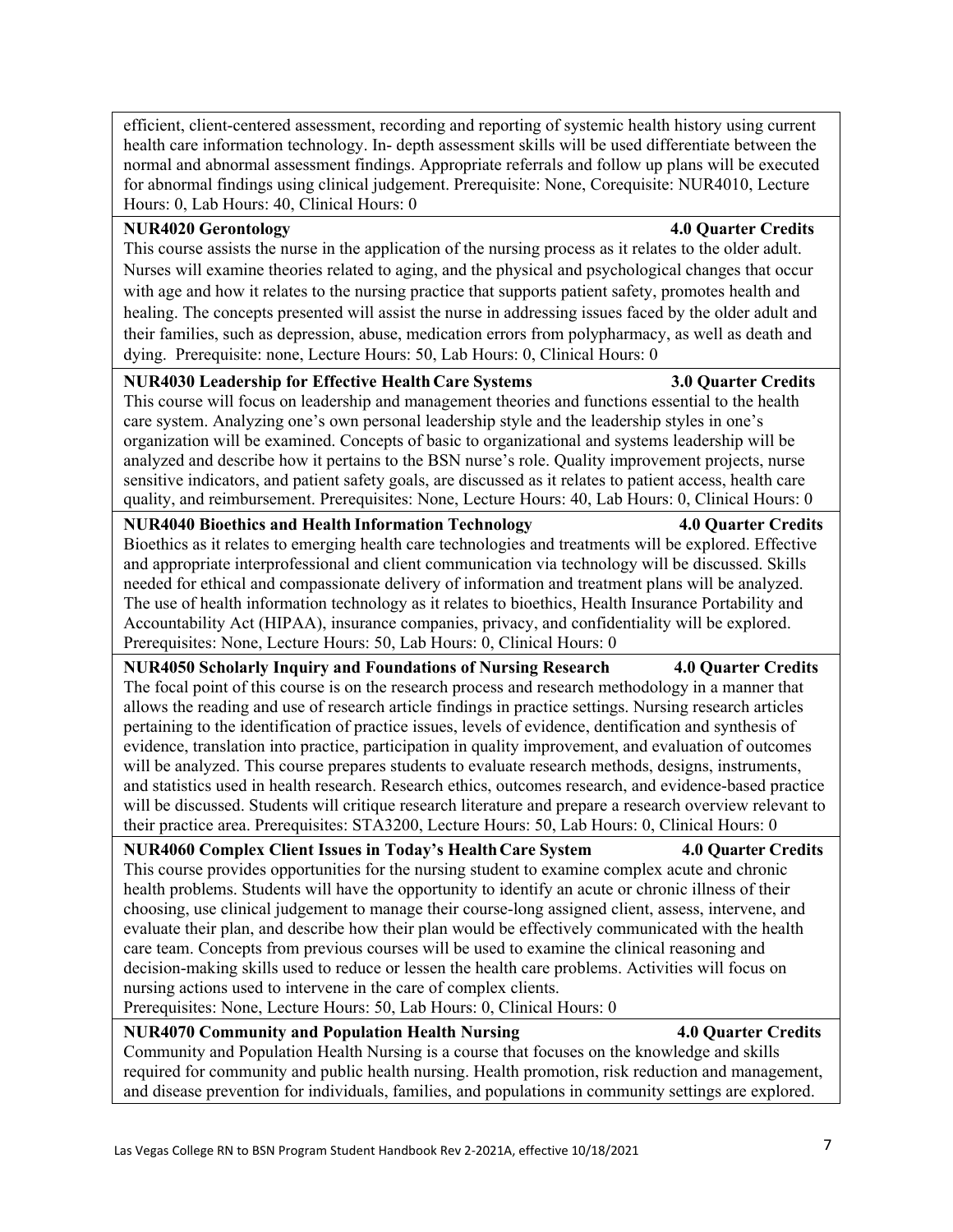efficient, client-centered assessment, recording and reporting of systemic health history using current health care information technology. In- depth assessment skills will be used differentiate between the normal and abnormal assessment findings. Appropriate referrals and follow up plans will be executed for abnormal findings using clinical judgement. Prerequisite: None, Corequisite: NUR4010, Lecture Hours: 0, Lab Hours: 40, Clinical Hours: 0

**NUR4020 Gerontology** **4.0 Quarter Credits**

This course assists the nurse in the application of the nursing process as it relates to the older adult. Nurses will examine theories related to aging, and the physical and psychological changes that occur with age and how it relates to the nursing practice that supports patient safety, promotes health and healing. The concepts presented will assist the nurse in addressing issues faced by the older adult and their families, such as depression, abuse, medication errors from polypharmacy, as well as death and dying. Prerequisite: none, Lecture Hours: 50, Lab Hours: 0, Clinical Hours: 0

**NUR4030 Leadership for Effective Health Care Systems** **3.0 Quarter Credits**

This course will focus on leadership and management theories and functions essential to the health care system. Analyzing one's own personal leadership style and the leadership styles in one's organization will be examined. Concepts of basic to organizational and systems leadership will be analyzed and describe how it pertains to the BSN nurse's role. Quality improvement projects, nurse sensitive indicators, and patient safety goals, are discussed as it relates to patient access, health care quality, and reimbursement. Prerequisites: None, Lecture Hours: 40, Lab Hours: 0, Clinical Hours: 0

**NUR4040 Bioethics and Health Information Technology** **4.0 Quarter Credits**

Bioethics as it relates to emerging health care technologies and treatments will be explored. Effective and appropriate interprofessional and client communication via technology will be discussed. Skills needed for ethical and compassionate delivery of information and treatment plans will be analyzed. The use of health information technology as it relates to bioethics, Health Insurance Portability and Accountability Act (HIPAA), insurance companies, privacy, and confidentiality will be explored. Prerequisites: None, Lecture Hours: 50, Lab Hours: 0, Clinical Hours: 0

**NUR4050 Scholarly Inquiry and Foundations of Nursing Research** **4.0 Quarter Credits**

The focal point of this course is on the research process and research methodology in a manner that allows the reading and use of research article findings in practice settings. Nursing research articles pertaining to the identification of practice issues, levels of evidence, dentification and synthesis of evidence, translation into practice, participation in quality improvement, and evaluation of outcomes will be analyzed. This course prepares students to evaluate research methods, designs, instruments, and statistics used in health research. Research ethics, outcomes research, and evidence-based practice will be discussed. Students will critique research literature and prepare a research overview relevant to their practice area. Prerequisites: STA3200, Lecture Hours: 50, Lab Hours: 0, Clinical Hours: 0

**NUR4060 Complex Client Issues in Today's Health Care System** **4.0 Quarter Credits**

This course provides opportunities for the nursing student to examine complex acute and chronic health problems. Students will have the opportunity to identify an acute or chronic illness of their choosing, use clinical judgement to manage their course-long assigned client, assess, intervene, and evaluate their plan, and describe how their plan would be effectively communicated with the health care team. Concepts from previous courses will be used to examine the clinical reasoning and decision-making skills used to reduce or lessen the health care problems. Activities will focus on nursing actions used to intervene in the care of complex clients.
Prerequisites: None, Lecture Hours: 50, Lab Hours: 0, Clinical Hours: 0

**NUR4070 Community and Population Health Nursing** **4.0 Quarter Credits**

Community and Population Health Nursing is a course that focuses on the knowledge and skills required for community and public health nursing. Health promotion, risk reduction and management, and disease prevention for individuals, families, and populations in community settings are explored.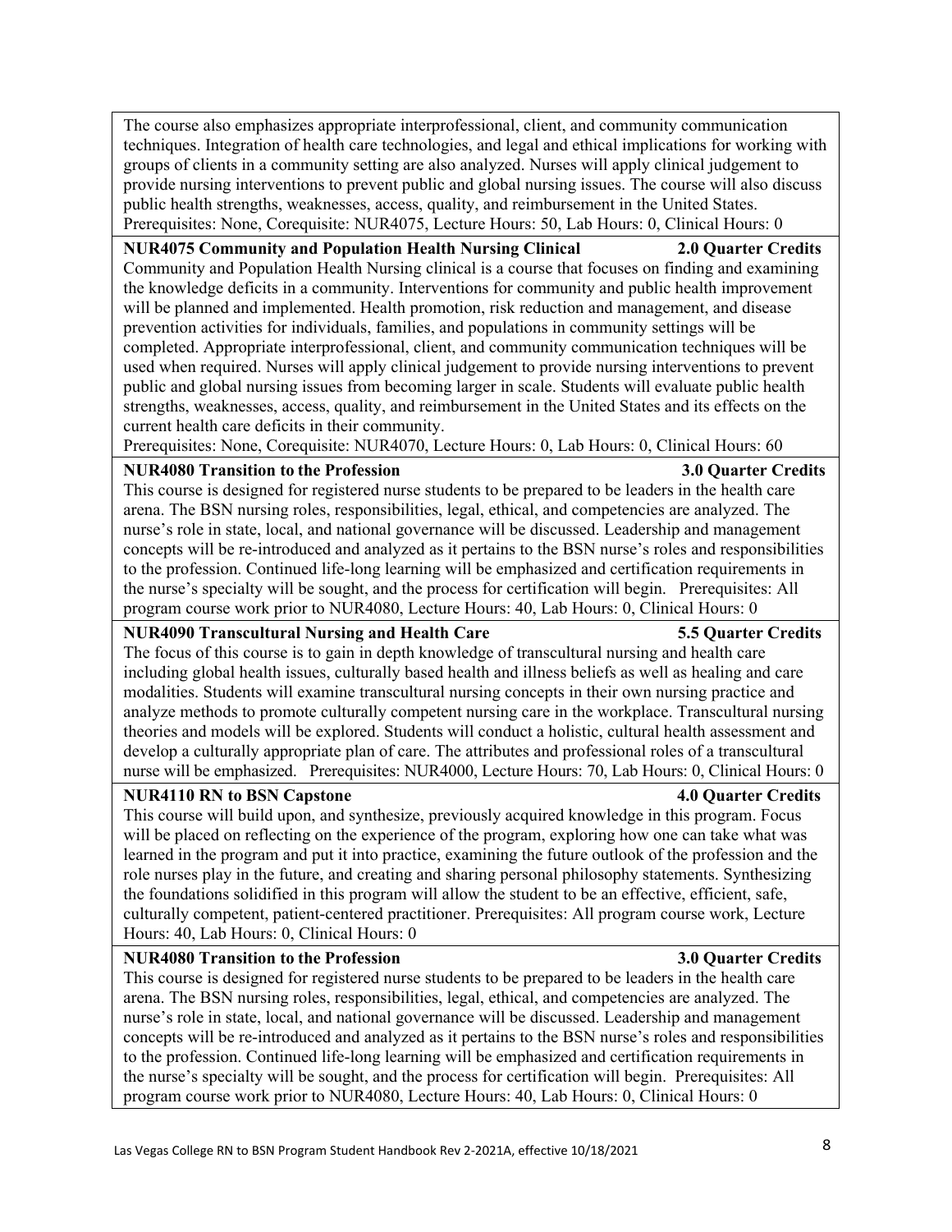The course also emphasizes appropriate interprofessional, client, and community communication techniques. Integration of health care technologies, and legal and ethical implications for working with groups of clients in a community setting are also analyzed. Nurses will apply clinical judgement to provide nursing interventions to prevent public and global nursing issues. The course will also discuss public health strengths, weaknesses, access, quality, and reimbursement in the United States. Prerequisites: None, Corequisite: NUR4075, Lecture Hours: 50, Lab Hours: 0, Clinical Hours: 0

**NUR4075 Community and Population Health Nursing Clinical — 2.0 Quarter Credits**

Community and Population Health Nursing clinical is a course that focuses on finding and examining the knowledge deficits in a community. Interventions for community and public health improvement will be planned and implemented. Health promotion, risk reduction and management, and disease prevention activities for individuals, families, and populations in community settings will be completed. Appropriate interprofessional, client, and community communication techniques will be used when required. Nurses will apply clinical judgement to provide nursing interventions to prevent public and global nursing issues from becoming larger in scale. Students will evaluate public health strengths, weaknesses, access, quality, and reimbursement in the United States and its effects on the current health care deficits in their community.
Prerequisites: None, Corequisite: NUR4070, Lecture Hours: 0, Lab Hours: 0, Clinical Hours: 60

**NUR4080 Transition to the Profession — 3.0 Quarter Credits**

This course is designed for registered nurse students to be prepared to be leaders in the health care arena. The BSN nursing roles, responsibilities, legal, ethical, and competencies are analyzed. The nurse's role in state, local, and national governance will be discussed. Leadership and management concepts will be re-introduced and analyzed as it pertains to the BSN nurse's roles and responsibilities to the profession. Continued life-long learning will be emphasized and certification requirements in the nurse's specialty will be sought, and the process for certification will begin. Prerequisites: All program course work prior to NUR4080, Lecture Hours: 40, Lab Hours: 0, Clinical Hours: 0

**NUR4090 Transcultural Nursing and Health Care — 5.5 Quarter Credits**

The focus of this course is to gain in depth knowledge of transcultural nursing and health care including global health issues, culturally based health and illness beliefs as well as healing and care modalities. Students will examine transcultural nursing concepts in their own nursing practice and analyze methods to promote culturally competent nursing care in the workplace. Transcultural nursing theories and models will be explored. Students will conduct a holistic, cultural health assessment and develop a culturally appropriate plan of care. The attributes and professional roles of a transcultural nurse will be emphasized. Prerequisites: NUR4000, Lecture Hours: 70, Lab Hours: 0, Clinical Hours: 0

**NUR4110 RN to BSN Capstone — 4.0 Quarter Credits**

This course will build upon, and synthesize, previously acquired knowledge in this program. Focus will be placed on reflecting on the experience of the program, exploring how one can take what was learned in the program and put it into practice, examining the future outlook of the profession and the role nurses play in the future, and creating and sharing personal philosophy statements. Synthesizing the foundations solidified in this program will allow the student to be an effective, efficient, safe, culturally competent, patient-centered practitioner. Prerequisites: All program course work, Lecture Hours: 40, Lab Hours: 0, Clinical Hours: 0

**NUR4080 Transition to the Profession — 3.0 Quarter Credits**

This course is designed for registered nurse students to be prepared to be leaders in the health care arena. The BSN nursing roles, responsibilities, legal, ethical, and competencies are analyzed. The nurse's role in state, local, and national governance will be discussed. Leadership and management concepts will be re-introduced and analyzed as it pertains to the BSN nurse's roles and responsibilities to the profession. Continued life-long learning will be emphasized and certification requirements in the nurse's specialty will be sought, and the process for certification will begin. Prerequisites: All program course work prior to NUR4080, Lecture Hours: 40, Lab Hours: 0, Clinical Hours: 0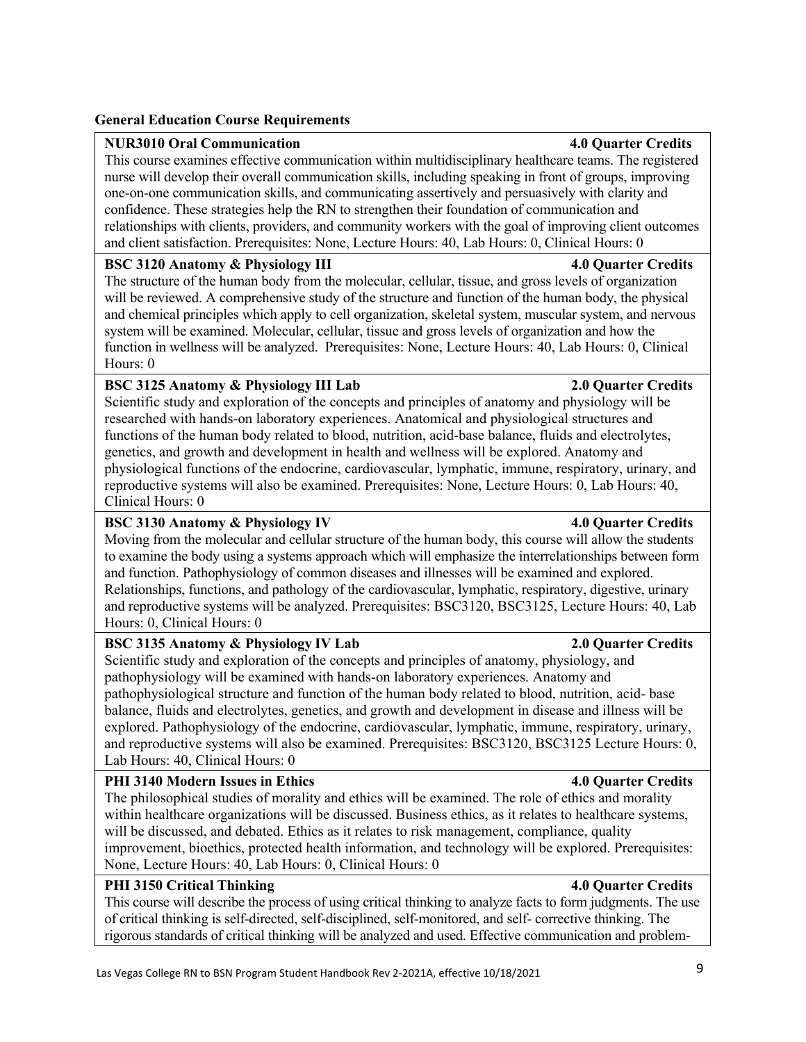**General Education Course Requirements**

**NUR3010 Oral Communication** **4.0 Quarter Credits**

This course examines effective communication within multidisciplinary healthcare teams. The registered nurse will develop their overall communication skills, including speaking in front of groups, improving one-on-one communication skills, and communicating assertively and persuasively with clarity and confidence. These strategies help the RN to strengthen their foundation of communication and relationships with clients, providers, and community workers with the goal of improving client outcomes and client satisfaction. Prerequisites: None, Lecture Hours: 40, Lab Hours: 0, Clinical Hours: 0

**BSC 3120 Anatomy & Physiology III** **4.0 Quarter Credits**

The structure of the human body from the molecular, cellular, tissue, and gross levels of organization will be reviewed. A comprehensive study of the structure and function of the human body, the physical and chemical principles which apply to cell organization, skeletal system, muscular system, and nervous system will be examined. Molecular, cellular, tissue and gross levels of organization and how the function in wellness will be analyzed. Prerequisites: None, Lecture Hours: 40, Lab Hours: 0, Clinical Hours: 0

**BSC 3125 Anatomy & Physiology III Lab** **2.0 Quarter Credits**

Scientific study and exploration of the concepts and principles of anatomy and physiology will be researched with hands-on laboratory experiences. Anatomical and physiological structures and functions of the human body related to blood, nutrition, acid-base balance, fluids and electrolytes, genetics, and growth and development in health and wellness will be explored. Anatomy and physiological functions of the endocrine, cardiovascular, lymphatic, immune, respiratory, urinary, and reproductive systems will also be examined. Prerequisites: None, Lecture Hours: 0, Lab Hours: 40, Clinical Hours: 0

**BSC 3130 Anatomy & Physiology IV** **4.0 Quarter Credits**

Moving from the molecular and cellular structure of the human body, this course will allow the students to examine the body using a systems approach which will emphasize the interrelationships between form and function. Pathophysiology of common diseases and illnesses will be examined and explored. Relationships, functions, and pathology of the cardiovascular, lymphatic, respiratory, digestive, urinary and reproductive systems will be analyzed. Prerequisites: BSC3120, BSC3125, Lecture Hours: 40, Lab Hours: 0, Clinical Hours: 0

**BSC 3135 Anatomy & Physiology IV Lab** **2.0 Quarter Credits**

Scientific study and exploration of the concepts and principles of anatomy, physiology, and pathophysiology will be examined with hands-on laboratory experiences. Anatomy and pathophysiological structure and function of the human body related to blood, nutrition, acid- base balance, fluids and electrolytes, genetics, and growth and development in disease and illness will be explored. Pathophysiology of the endocrine, cardiovascular, lymphatic, immune, respiratory, urinary, and reproductive systems will also be examined. Prerequisites: BSC3120, BSC3125 Lecture Hours: 0, Lab Hours: 40, Clinical Hours: 0

**PHI 3140 Modern Issues in Ethics** **4.0 Quarter Credits**

The philosophical studies of morality and ethics will be examined. The role of ethics and morality within healthcare organizations will be discussed. Business ethics, as it relates to healthcare systems, will be discussed, and debated. Ethics as it relates to risk management, compliance, quality improvement, bioethics, protected health information, and technology will be explored. Prerequisites: None, Lecture Hours: 40, Lab Hours: 0, Clinical Hours: 0

**PHI 3150 Critical Thinking** **4.0 Quarter Credits**

This course will describe the process of using critical thinking to analyze facts to form judgments. The use of critical thinking is self-directed, self-disciplined, self-monitored, and self- corrective thinking. The rigorous standards of critical thinking will be analyzed and used. Effective communication and problem-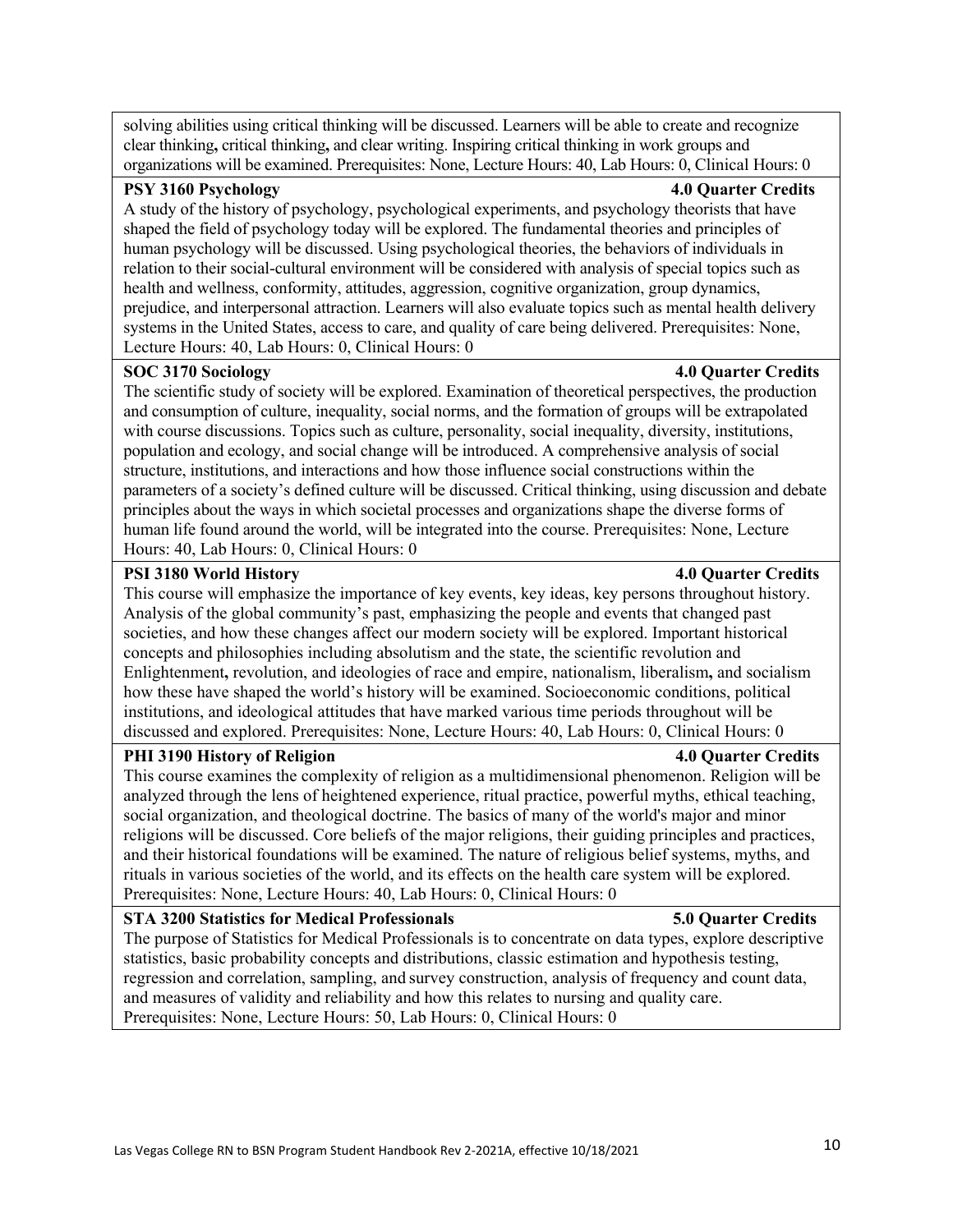solving abilities using critical thinking will be discussed. Learners will be able to create and recognize clear thinking, critical thinking, and clear writing. Inspiring critical thinking in work groups and organizations will be examined. Prerequisites: None, Lecture Hours: 40, Lab Hours: 0, Clinical Hours: 0

**PSY 3160 Psychology** **4.0 Quarter Credits**

A study of the history of psychology, psychological experiments, and psychology theorists that have shaped the field of psychology today will be explored. The fundamental theories and principles of human psychology will be discussed. Using psychological theories, the behaviors of individuals in relation to their social-cultural environment will be considered with analysis of special topics such as health and wellness, conformity, attitudes, aggression, cognitive organization, group dynamics, prejudice, and interpersonal attraction. Learners will also evaluate topics such as mental health delivery systems in the United States, access to care, and quality of care being delivered. Prerequisites: None, Lecture Hours: 40, Lab Hours: 0, Clinical Hours: 0

**SOC 3170 Sociology** **4.0 Quarter Credits**

The scientific study of society will be explored. Examination of theoretical perspectives, the production and consumption of culture, inequality, social norms, and the formation of groups will be extrapolated with course discussions. Topics such as culture, personality, social inequality, diversity, institutions, population and ecology, and social change will be introduced. A comprehensive analysis of social structure, institutions, and interactions and how those influence social constructions within the parameters of a society's defined culture will be discussed. Critical thinking, using discussion and debate principles about the ways in which societal processes and organizations shape the diverse forms of human life found around the world, will be integrated into the course. Prerequisites: None, Lecture Hours: 40, Lab Hours: 0, Clinical Hours: 0

**PSI 3180 World History** **4.0 Quarter Credits**

This course will emphasize the importance of key events, key ideas, key persons throughout history. Analysis of the global community's past, emphasizing the people and events that changed past societies, and how these changes affect our modern society will be explored. Important historical concepts and philosophies including absolutism and the state, the scientific revolution and Enlightenment, revolution, and ideologies of race and empire, nationalism, liberalism, and socialism how these have shaped the world's history will be examined. Socioeconomic conditions, political institutions, and ideological attitudes that have marked various time periods throughout will be discussed and explored. Prerequisites: None, Lecture Hours: 40, Lab Hours: 0, Clinical Hours: 0

**PHI 3190 History of Religion** **4.0 Quarter Credits**

This course examines the complexity of religion as a multidimensional phenomenon. Religion will be analyzed through the lens of heightened experience, ritual practice, powerful myths, ethical teaching, social organization, and theological doctrine. The basics of many of the world's major and minor religions will be discussed. Core beliefs of the major religions, their guiding principles and practices, and their historical foundations will be examined. The nature of religious belief systems, myths, and rituals in various societies of the world, and its effects on the health care system will be explored. Prerequisites: None, Lecture Hours: 40, Lab Hours: 0, Clinical Hours: 0

**STA 3200 Statistics for Medical Professionals** **5.0 Quarter Credits**

The purpose of Statistics for Medical Professionals is to concentrate on data types, explore descriptive statistics, basic probability concepts and distributions, classic estimation and hypothesis testing, regression and correlation, sampling, and survey construction, analysis of frequency and count data, and measures of validity and reliability and how this relates to nursing and quality care. Prerequisites: None, Lecture Hours: 50, Lab Hours: 0, Clinical Hours: 0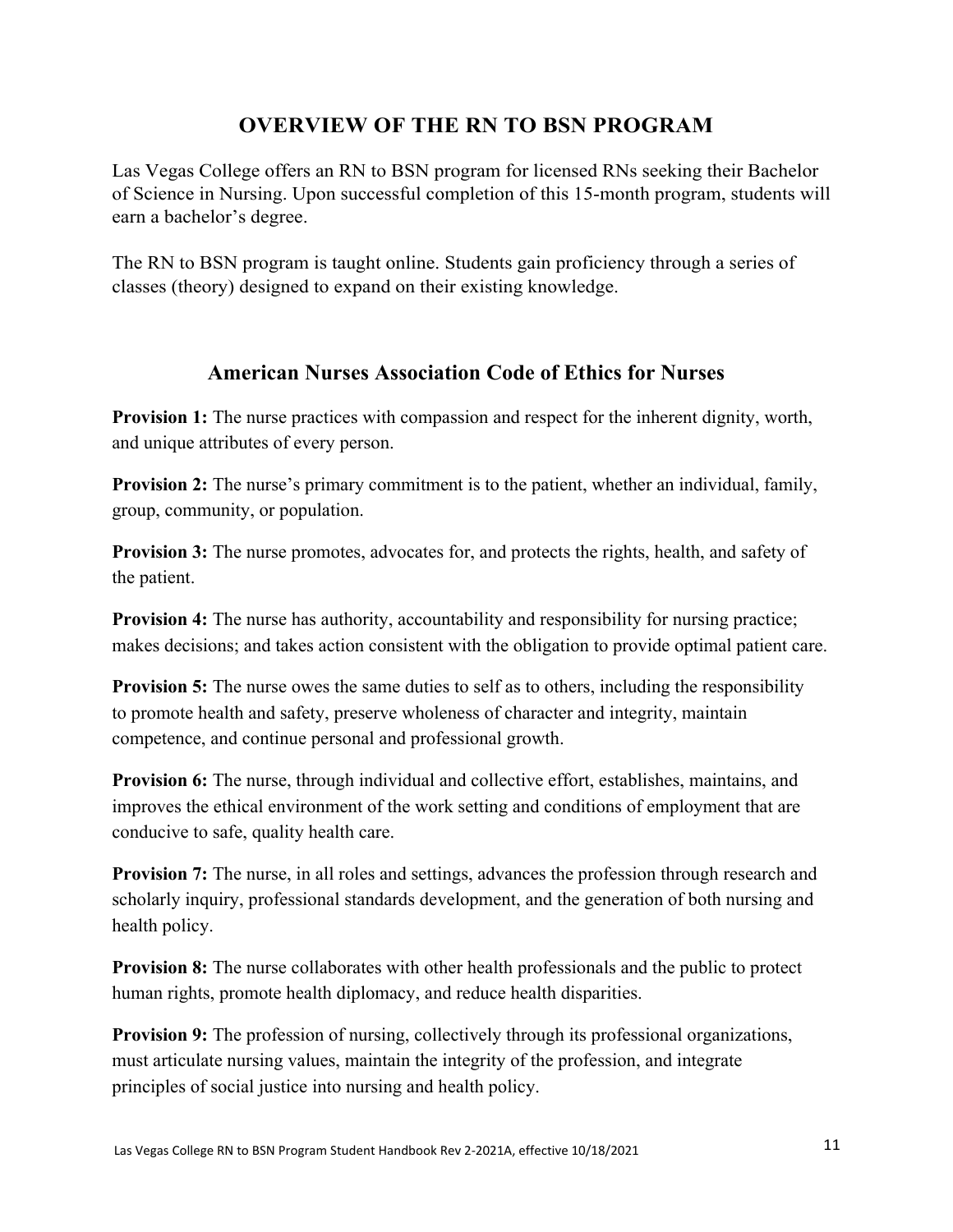## OVERVIEW OF THE RN TO BSN PROGRAM

Las Vegas College offers an RN to BSN program for licensed RNs seeking their Bachelor of Science in Nursing. Upon successful completion of this 15-month program, students will earn a bachelor's degree.

The RN to BSN program is taught online. Students gain proficiency through a series of classes (theory) designed to expand on their existing knowledge.

## American Nurses Association Code of Ethics for Nurses

**Provision 1:** The nurse practices with compassion and respect for the inherent dignity, worth, and unique attributes of every person.

**Provision 2:** The nurse's primary commitment is to the patient, whether an individual, family, group, community, or population.

**Provision 3:** The nurse promotes, advocates for, and protects the rights, health, and safety of the patient.

**Provision 4:** The nurse has authority, accountability and responsibility for nursing practice; makes decisions; and takes action consistent with the obligation to provide optimal patient care.

**Provision 5:** The nurse owes the same duties to self as to others, including the responsibility to promote health and safety, preserve wholeness of character and integrity, maintain competence, and continue personal and professional growth.

**Provision 6:** The nurse, through individual and collective effort, establishes, maintains, and improves the ethical environment of the work setting and conditions of employment that are conducive to safe, quality health care.

**Provision 7:** The nurse, in all roles and settings, advances the profession through research and scholarly inquiry, professional standards development, and the generation of both nursing and health policy.

**Provision 8:** The nurse collaborates with other health professionals and the public to protect human rights, promote health diplomacy, and reduce health disparities.

**Provision 9:** The profession of nursing, collectively through its professional organizations, must articulate nursing values, maintain the integrity of the profession, and integrate principles of social justice into nursing and health policy.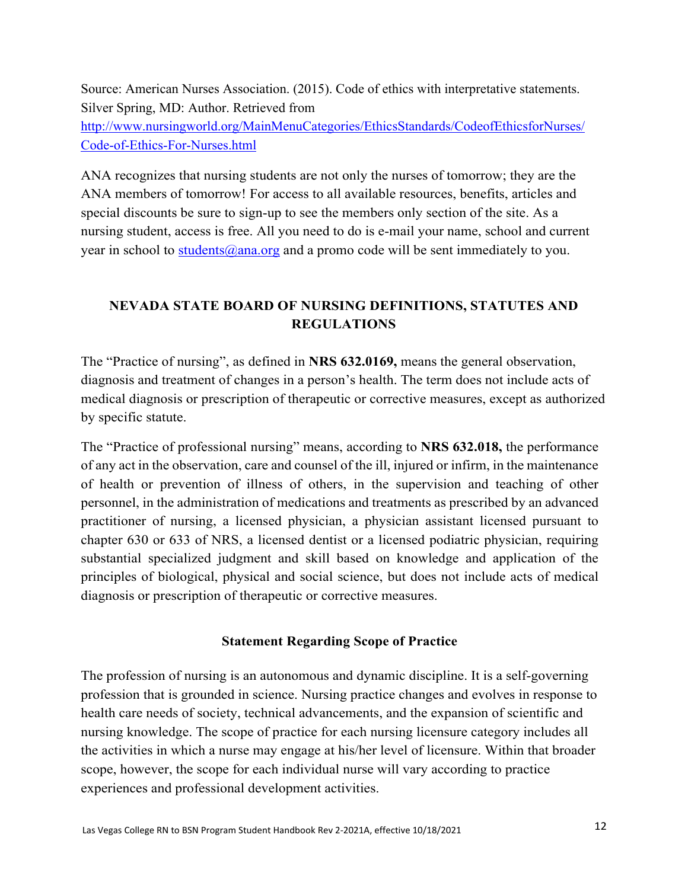Source: American Nurses Association. (2015). Code of ethics with interpretative statements. Silver Spring, MD: Author. Retrieved from http://www.nursingworld.org/MainMenuCategories/EthicsStandards/CodeofEthicsforNurses/Code-of-Ethics-For-Nurses.html

ANA recognizes that nursing students are not only the nurses of tomorrow; they are the ANA members of tomorrow! For access to all available resources, benefits, articles and special discounts be sure to sign-up to see the members only section of the site. As a nursing student, access is free. All you need to do is e-mail your name, school and current year in school to students@ana.org and a promo code will be sent immediately to you.

## NEVADA STATE BOARD OF NURSING DEFINITIONS, STATUTES AND REGULATIONS

The "Practice of nursing", as defined in **NRS 632.0169,** means the general observation, diagnosis and treatment of changes in a person's health. The term does not include acts of medical diagnosis or prescription of therapeutic or corrective measures, except as authorized by specific statute.

The "Practice of professional nursing" means, according to **NRS 632.018,** the performance of any act in the observation, care and counsel of the ill, injured or infirm, in the maintenance of health or prevention of illness of others, in the supervision and teaching of other personnel, in the administration of medications and treatments as prescribed by an advanced practitioner of nursing, a licensed physician, a physician assistant licensed pursuant to chapter 630 or 633 of NRS, a licensed dentist or a licensed podiatric physician, requiring substantial specialized judgment and skill based on knowledge and application of the principles of biological, physical and social science, but does not include acts of medical diagnosis or prescription of therapeutic or corrective measures.

### Statement Regarding Scope of Practice

The profession of nursing is an autonomous and dynamic discipline. It is a self-governing profession that is grounded in science. Nursing practice changes and evolves in response to health care needs of society, technical advancements, and the expansion of scientific and nursing knowledge. The scope of practice for each nursing licensure category includes all the activities in which a nurse may engage at his/her level of licensure. Within that broader scope, however, the scope for each individual nurse will vary according to practice experiences and professional development activities.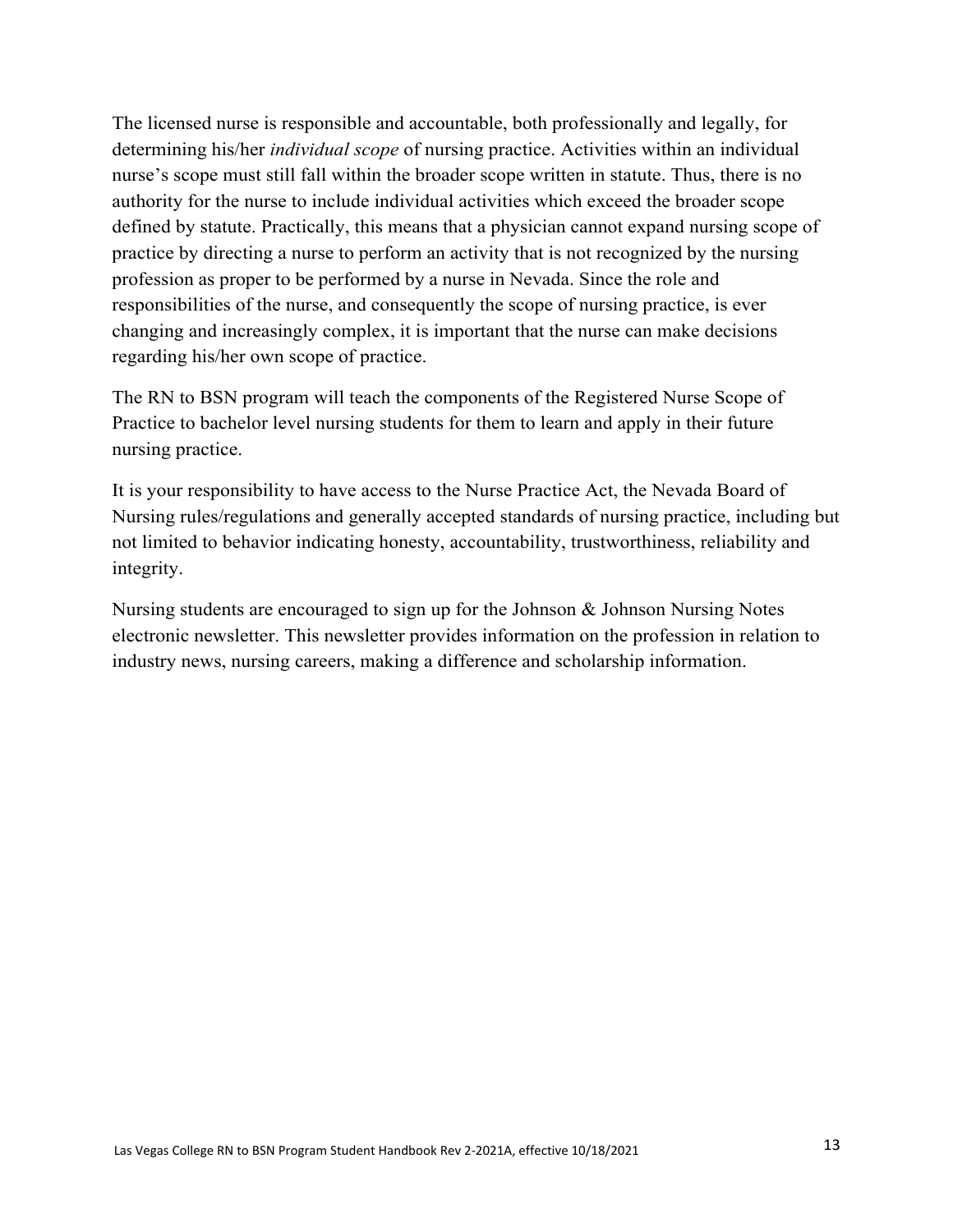The licensed nurse is responsible and accountable, both professionally and legally, for determining his/her *individual scope* of nursing practice. Activities within an individual nurse's scope must still fall within the broader scope written in statute. Thus, there is no authority for the nurse to include individual activities which exceed the broader scope defined by statute. Practically, this means that a physician cannot expand nursing scope of practice by directing a nurse to perform an activity that is not recognized by the nursing profession as proper to be performed by a nurse in Nevada. Since the role and responsibilities of the nurse, and consequently the scope of nursing practice, is ever changing and increasingly complex, it is important that the nurse can make decisions regarding his/her own scope of practice.

The RN to BSN program will teach the components of the Registered Nurse Scope of Practice to bachelor level nursing students for them to learn and apply in their future nursing practice.

It is your responsibility to have access to the Nurse Practice Act, the Nevada Board of Nursing rules/regulations and generally accepted standards of nursing practice, including but not limited to behavior indicating honesty, accountability, trustworthiness, reliability and integrity.

Nursing students are encouraged to sign up for the Johnson & Johnson Nursing Notes electronic newsletter. This newsletter provides information on the profession in relation to industry news, nursing careers, making a difference and scholarship information.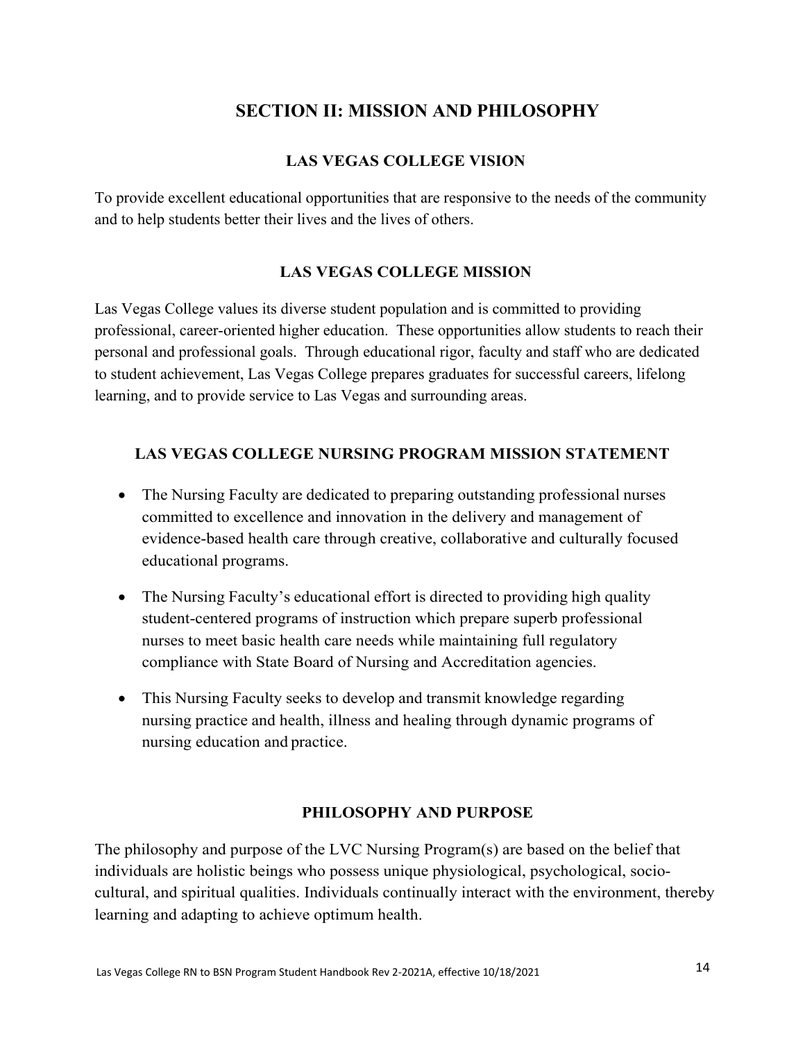# SECTION II: MISSION AND PHILOSOPHY

## LAS VEGAS COLLEGE VISION

To provide excellent educational opportunities that are responsive to the needs of the community and to help students better their lives and the lives of others.

## LAS VEGAS COLLEGE MISSION

Las Vegas College values its diverse student population and is committed to providing professional, career-oriented higher education. These opportunities allow students to reach their personal and professional goals. Through educational rigor, faculty and staff who are dedicated to student achievement, Las Vegas College prepares graduates for successful careers, lifelong learning, and to provide service to Las Vegas and surrounding areas.

## LAS VEGAS COLLEGE NURSING PROGRAM MISSION STATEMENT

- The Nursing Faculty are dedicated to preparing outstanding professional nurses committed to excellence and innovation in the delivery and management of evidence-based health care through creative, collaborative and culturally focused educational programs.
- The Nursing Faculty's educational effort is directed to providing high quality student-centered programs of instruction which prepare superb professional nurses to meet basic health care needs while maintaining full regulatory compliance with State Board of Nursing and Accreditation agencies.
- This Nursing Faculty seeks to develop and transmit knowledge regarding nursing practice and health, illness and healing through dynamic programs of nursing education and practice.

## PHILOSOPHY AND PURPOSE

The philosophy and purpose of the LVC Nursing Program(s) are based on the belief that individuals are holistic beings who possess unique physiological, psychological, socio-cultural, and spiritual qualities. Individuals continually interact with the environment, thereby learning and adapting to achieve optimum health.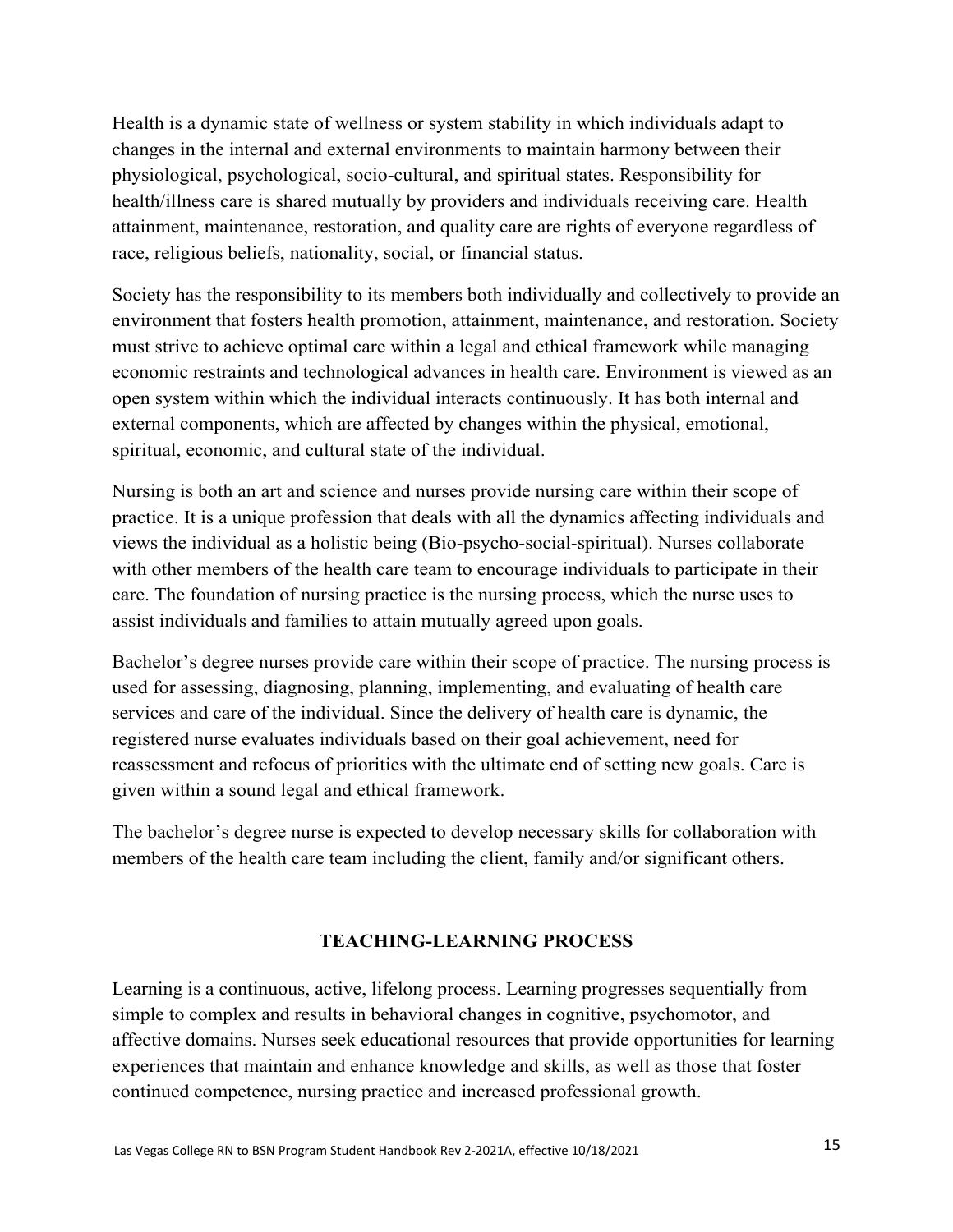Health is a dynamic state of wellness or system stability in which individuals adapt to changes in the internal and external environments to maintain harmony between their physiological, psychological, socio-cultural, and spiritual states. Responsibility for health/illness care is shared mutually by providers and individuals receiving care. Health attainment, maintenance, restoration, and quality care are rights of everyone regardless of race, religious beliefs, nationality, social, or financial status.

Society has the responsibility to its members both individually and collectively to provide an environment that fosters health promotion, attainment, maintenance, and restoration. Society must strive to achieve optimal care within a legal and ethical framework while managing economic restraints and technological advances in health care. Environment is viewed as an open system within which the individual interacts continuously. It has both internal and external components, which are affected by changes within the physical, emotional, spiritual, economic, and cultural state of the individual.

Nursing is both an art and science and nurses provide nursing care within their scope of practice. It is a unique profession that deals with all the dynamics affecting individuals and views the individual as a holistic being (Bio-psycho-social-spiritual). Nurses collaborate with other members of the health care team to encourage individuals to participate in their care. The foundation of nursing practice is the nursing process, which the nurse uses to assist individuals and families to attain mutually agreed upon goals.

Bachelor's degree nurses provide care within their scope of practice. The nursing process is used for assessing, diagnosing, planning, implementing, and evaluating of health care services and care of the individual. Since the delivery of health care is dynamic, the registered nurse evaluates individuals based on their goal achievement, need for reassessment and refocus of priorities with the ultimate end of setting new goals. Care is given within a sound legal and ethical framework.

The bachelor's degree nurse is expected to develop necessary skills for collaboration with members of the health care team including the client, family and/or significant others.

## TEACHING-LEARNING PROCESS

Learning is a continuous, active, lifelong process. Learning progresses sequentially from simple to complex and results in behavioral changes in cognitive, psychomotor, and affective domains. Nurses seek educational resources that provide opportunities for learning experiences that maintain and enhance knowledge and skills, as well as those that foster continued competence, nursing practice and increased professional growth.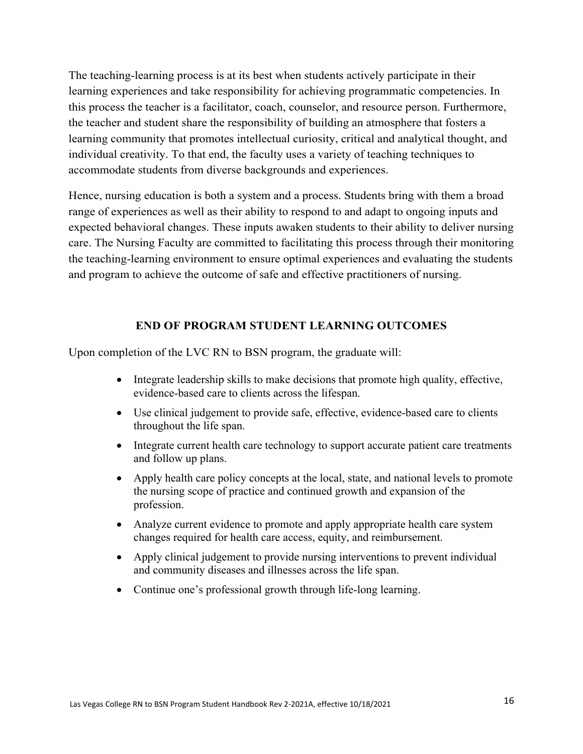The teaching-learning process is at its best when students actively participate in their learning experiences and take responsibility for achieving programmatic competencies. In this process the teacher is a facilitator, coach, counselor, and resource person. Furthermore, the teacher and student share the responsibility of building an atmosphere that fosters a learning community that promotes intellectual curiosity, critical and analytical thought, and individual creativity. To that end, the faculty uses a variety of teaching techniques to accommodate students from diverse backgrounds and experiences.

Hence, nursing education is both a system and a process. Students bring with them a broad range of experiences as well as their ability to respond to and adapt to ongoing inputs and expected behavioral changes. These inputs awaken students to their ability to deliver nursing care. The Nursing Faculty are committed to facilitating this process through their monitoring the teaching-learning environment to ensure optimal experiences and evaluating the students and program to achieve the outcome of safe and effective practitioners of nursing.

## END OF PROGRAM STUDENT LEARNING OUTCOMES

Upon completion of the LVC RN to BSN program, the graduate will:

- Integrate leadership skills to make decisions that promote high quality, effective, evidence-based care to clients across the lifespan.
- Use clinical judgement to provide safe, effective, evidence-based care to clients throughout the life span.
- Integrate current health care technology to support accurate patient care treatments and follow up plans.
- Apply health care policy concepts at the local, state, and national levels to promote the nursing scope of practice and continued growth and expansion of the profession.
- Analyze current evidence to promote and apply appropriate health care system changes required for health care access, equity, and reimbursement.
- Apply clinical judgement to provide nursing interventions to prevent individual and community diseases and illnesses across the life span.
- Continue one's professional growth through life-long learning.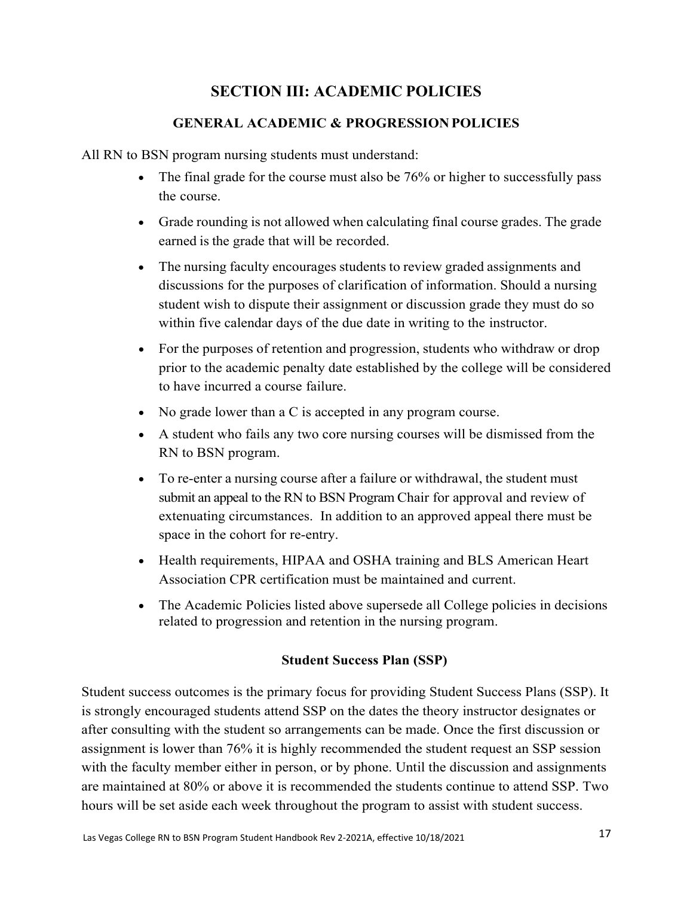# SECTION III: ACADEMIC POLICIES

## GENERAL ACADEMIC & PROGRESSION POLICIES

All RN to BSN program nursing students must understand:

- The final grade for the course must also be 76% or higher to successfully pass the course.
- Grade rounding is not allowed when calculating final course grades. The grade earned is the grade that will be recorded.
- The nursing faculty encourages students to review graded assignments and discussions for the purposes of clarification of information. Should a nursing student wish to dispute their assignment or discussion grade they must do so within five calendar days of the due date in writing to the instructor.
- For the purposes of retention and progression, students who withdraw or drop prior to the academic penalty date established by the college will be considered to have incurred a course failure.
- No grade lower than a C is accepted in any program course.
- A student who fails any two core nursing courses will be dismissed from the RN to BSN program.
- To re-enter a nursing course after a failure or withdrawal, the student must submit an appeal to the RN to BSN Program Chair for approval and review of extenuating circumstances. In addition to an approved appeal there must be space in the cohort for re-entry.
- Health requirements, HIPAA and OSHA training and BLS American Heart Association CPR certification must be maintained and current.
- The Academic Policies listed above supersede all College policies in decisions related to progression and retention in the nursing program.

### Student Success Plan (SSP)

Student success outcomes is the primary focus for providing Student Success Plans (SSP). It is strongly encouraged students attend SSP on the dates the theory instructor designates or after consulting with the student so arrangements can be made. Once the first discussion or assignment is lower than 76% it is highly recommended the student request an SSP session with the faculty member either in person, or by phone. Until the discussion and assignments are maintained at 80% or above it is recommended the students continue to attend SSP. Two hours will be set aside each week throughout the program to assist with student success.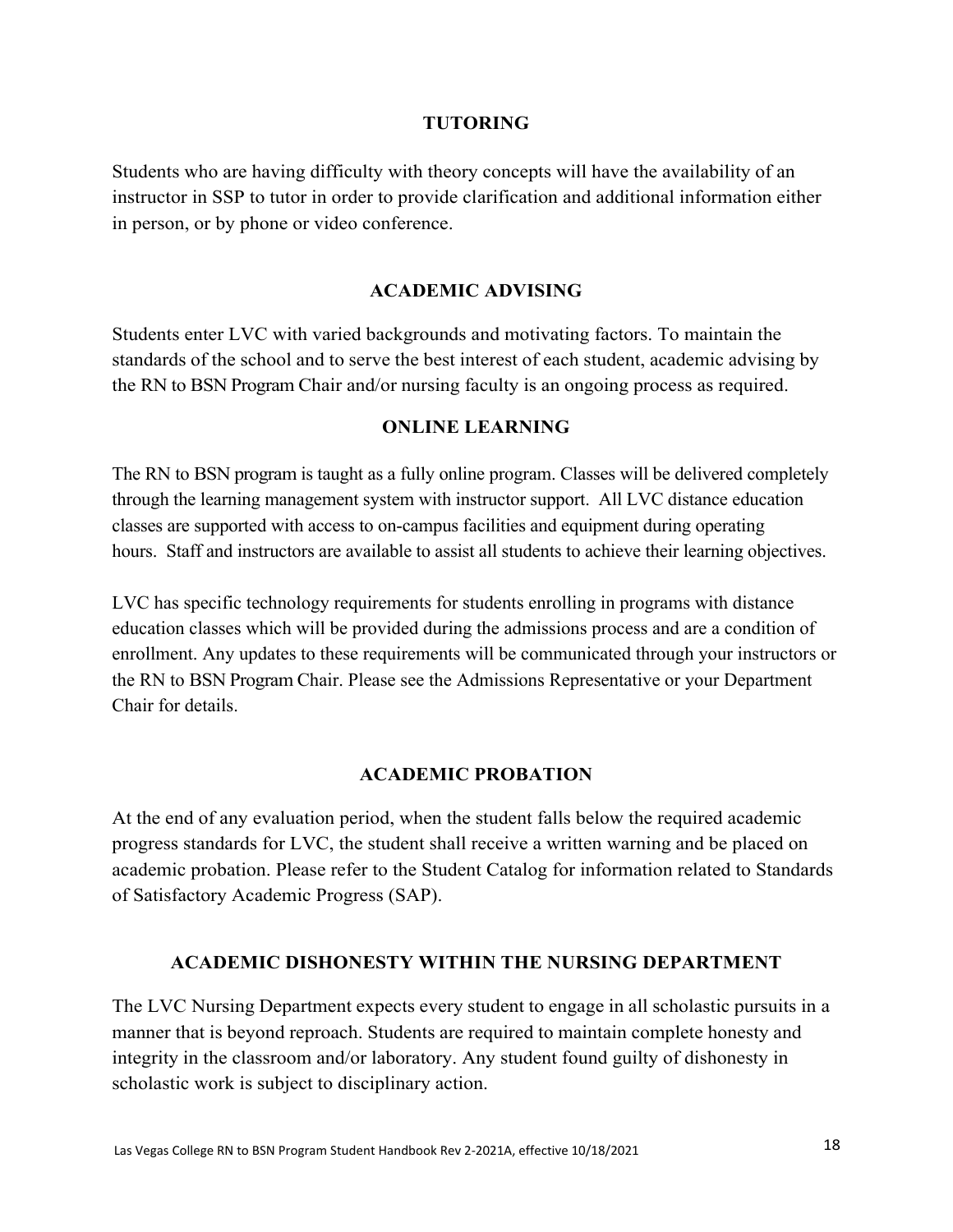## TUTORING

Students who are having difficulty with theory concepts will have the availability of an instructor in SSP to tutor in order to provide clarification and additional information either in person, or by phone or video conference.

## ACADEMIC ADVISING

Students enter LVC with varied backgrounds and motivating factors. To maintain the standards of the school and to serve the best interest of each student, academic advising by the RN to BSN Program Chair and/or nursing faculty is an ongoing process as required.

## ONLINE LEARNING

The RN to BSN program is taught as a fully online program. Classes will be delivered completely through the learning management system with instructor support. All LVC distance education classes are supported with access to on-campus facilities and equipment during operating hours. Staff and instructors are available to assist all students to achieve their learning objectives.

LVC has specific technology requirements for students enrolling in programs with distance education classes which will be provided during the admissions process and are a condition of enrollment. Any updates to these requirements will be communicated through your instructors or the RN to BSN Program Chair. Please see the Admissions Representative or your Department Chair for details.

## ACADEMIC PROBATION

At the end of any evaluation period, when the student falls below the required academic progress standards for LVC, the student shall receive a written warning and be placed on academic probation. Please refer to the Student Catalog for information related to Standards of Satisfactory Academic Progress (SAP).

## ACADEMIC DISHONESTY WITHIN THE NURSING DEPARTMENT

The LVC Nursing Department expects every student to engage in all scholastic pursuits in a manner that is beyond reproach. Students are required to maintain complete honesty and integrity in the classroom and/or laboratory. Any student found guilty of dishonesty in scholastic work is subject to disciplinary action.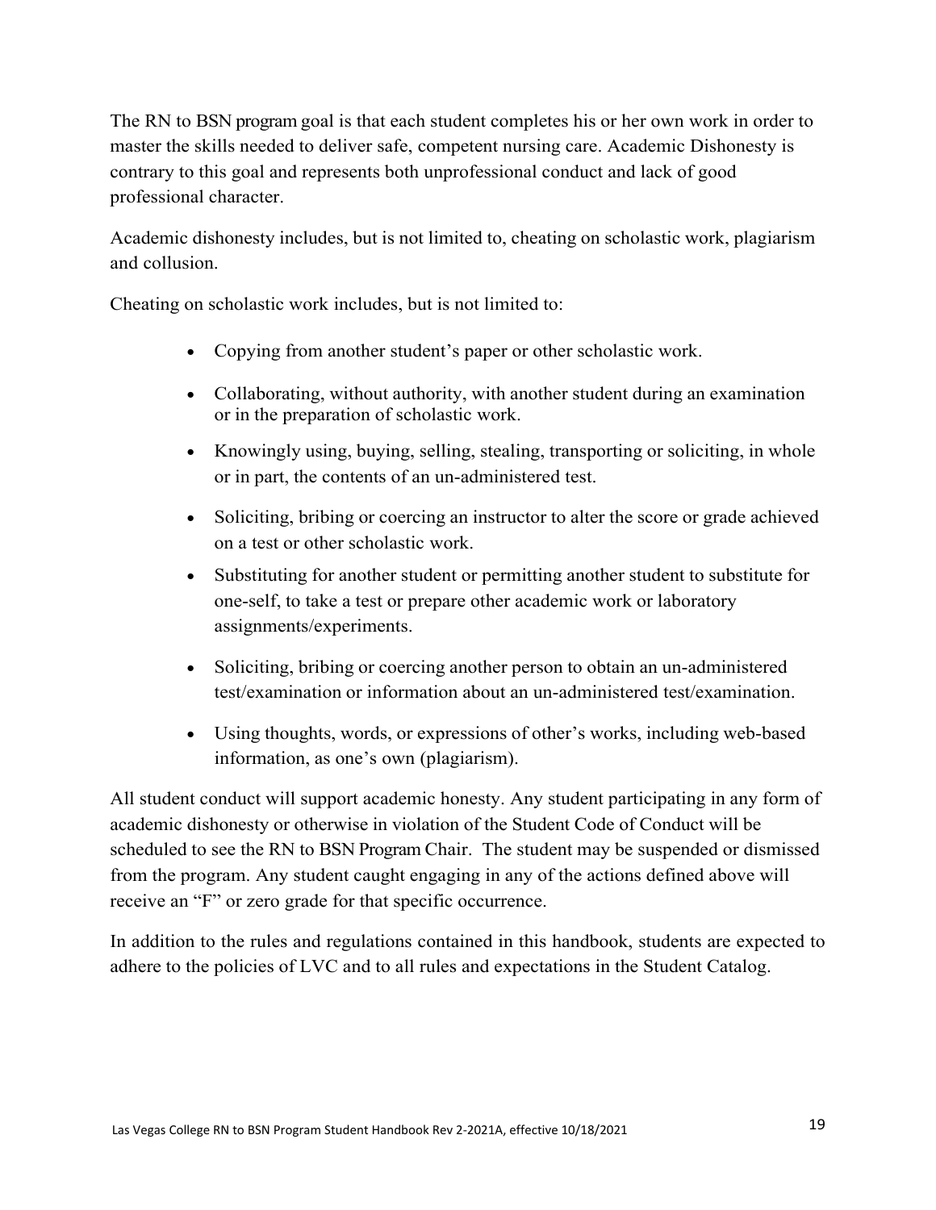The RN to BSN program goal is that each student completes his or her own work in order to master the skills needed to deliver safe, competent nursing care. Academic Dishonesty is contrary to this goal and represents both unprofessional conduct and lack of good professional character.

Academic dishonesty includes, but is not limited to, cheating on scholastic work, plagiarism and collusion.

Cheating on scholastic work includes, but is not limited to:

- Copying from another student's paper or other scholastic work.
- Collaborating, without authority, with another student during an examination or in the preparation of scholastic work.
- Knowingly using, buying, selling, stealing, transporting or soliciting, in whole or in part, the contents of an un-administered test.
- Soliciting, bribing or coercing an instructor to alter the score or grade achieved on a test or other scholastic work.
- Substituting for another student or permitting another student to substitute for one-self, to take a test or prepare other academic work or laboratory assignments/experiments.
- Soliciting, bribing or coercing another person to obtain an un-administered test/examination or information about an un-administered test/examination.
- Using thoughts, words, or expressions of other's works, including web-based information, as one's own (plagiarism).

All student conduct will support academic honesty. Any student participating in any form of academic dishonesty or otherwise in violation of the Student Code of Conduct will be scheduled to see the RN to BSN Program Chair. The student may be suspended or dismissed from the program. Any student caught engaging in any of the actions defined above will receive an "F" or zero grade for that specific occurrence.

In addition to the rules and regulations contained in this handbook, students are expected to adhere to the policies of LVC and to all rules and expectations in the Student Catalog.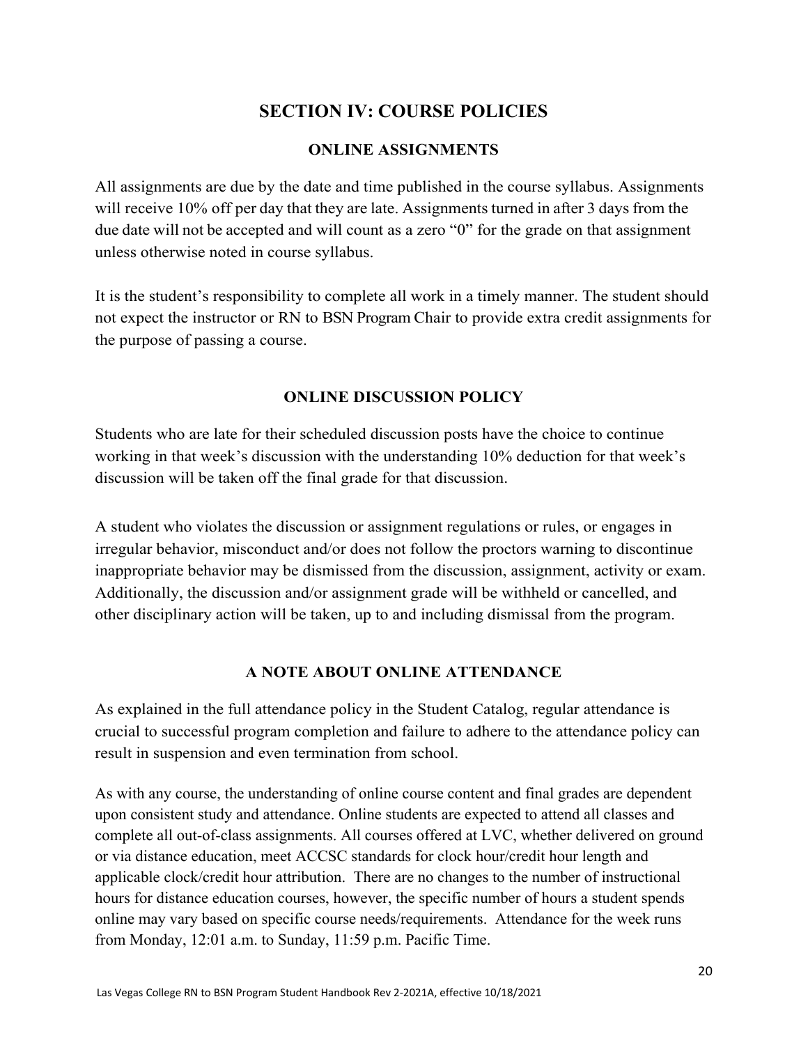# SECTION IV: COURSE POLICIES

## ONLINE ASSIGNMENTS

All assignments are due by the date and time published in the course syllabus. Assignments will receive 10% off per day that they are late. Assignments turned in after 3 days from the due date will not be accepted and will count as a zero "0" for the grade on that assignment unless otherwise noted in course syllabus.

It is the student's responsibility to complete all work in a timely manner. The student should not expect the instructor or RN to BSN Program Chair to provide extra credit assignments for the purpose of passing a course.

## ONLINE DISCUSSION POLICY

Students who are late for their scheduled discussion posts have the choice to continue working in that week's discussion with the understanding 10% deduction for that week's discussion will be taken off the final grade for that discussion.

A student who violates the discussion or assignment regulations or rules, or engages in irregular behavior, misconduct and/or does not follow the proctors warning to discontinue inappropriate behavior may be dismissed from the discussion, assignment, activity or exam. Additionally, the discussion and/or assignment grade will be withheld or cancelled, and other disciplinary action will be taken, up to and including dismissal from the program.

## A NOTE ABOUT ONLINE ATTENDANCE

As explained in the full attendance policy in the Student Catalog, regular attendance is crucial to successful program completion and failure to adhere to the attendance policy can result in suspension and even termination from school.

As with any course, the understanding of online course content and final grades are dependent upon consistent study and attendance. Online students are expected to attend all classes and complete all out-of-class assignments. All courses offered at LVC, whether delivered on ground or via distance education, meet ACCSC standards for clock hour/credit hour length and applicable clock/credit hour attribution. There are no changes to the number of instructional hours for distance education courses, however, the specific number of hours a student spends online may vary based on specific course needs/requirements. Attendance for the week runs from Monday, 12:01 a.m. to Sunday, 11:59 p.m. Pacific Time.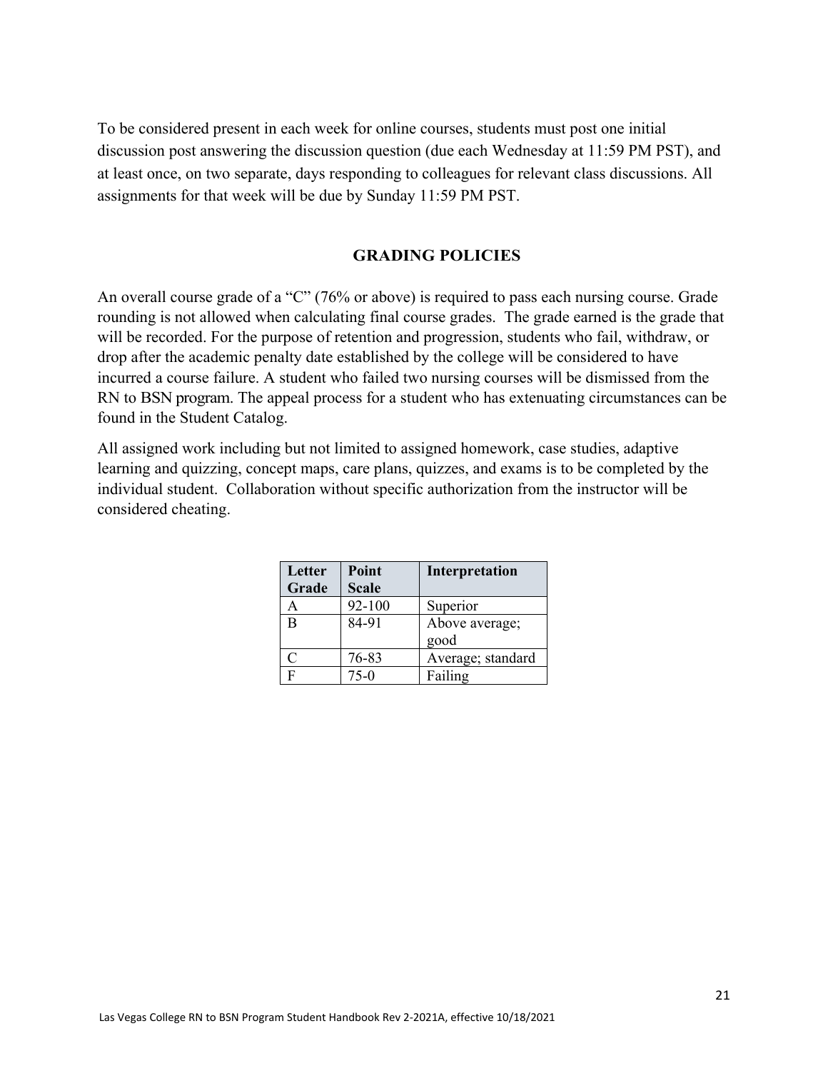To be considered present in each week for online courses, students must post one initial discussion post answering the discussion question (due each Wednesday at 11:59 PM PST), and at least once, on two separate, days responding to colleagues for relevant class discussions. All assignments for that week will be due by Sunday 11:59 PM PST.

## GRADING POLICIES

An overall course grade of a "C" (76% or above) is required to pass each nursing course. Grade rounding is not allowed when calculating final course grades. The grade earned is the grade that will be recorded. For the purpose of retention and progression, students who fail, withdraw, or drop after the academic penalty date established by the college will be considered to have incurred a course failure. A student who failed two nursing courses will be dismissed from the RN to BSN program. The appeal process for a student who has extenuating circumstances can be found in the Student Catalog.

All assigned work including but not limited to assigned homework, case studies, adaptive learning and quizzing, concept maps, care plans, quizzes, and exams is to be completed by the individual student. Collaboration without specific authorization from the instructor will be considered cheating.

| Letter Grade | Point Scale | Interpretation |
|---|---|---|
| A | 92-100 | Superior |
| B | 84-91 | Above average; good |
| C | 76-83 | Average; standard |
| F | 75-0 | Failing |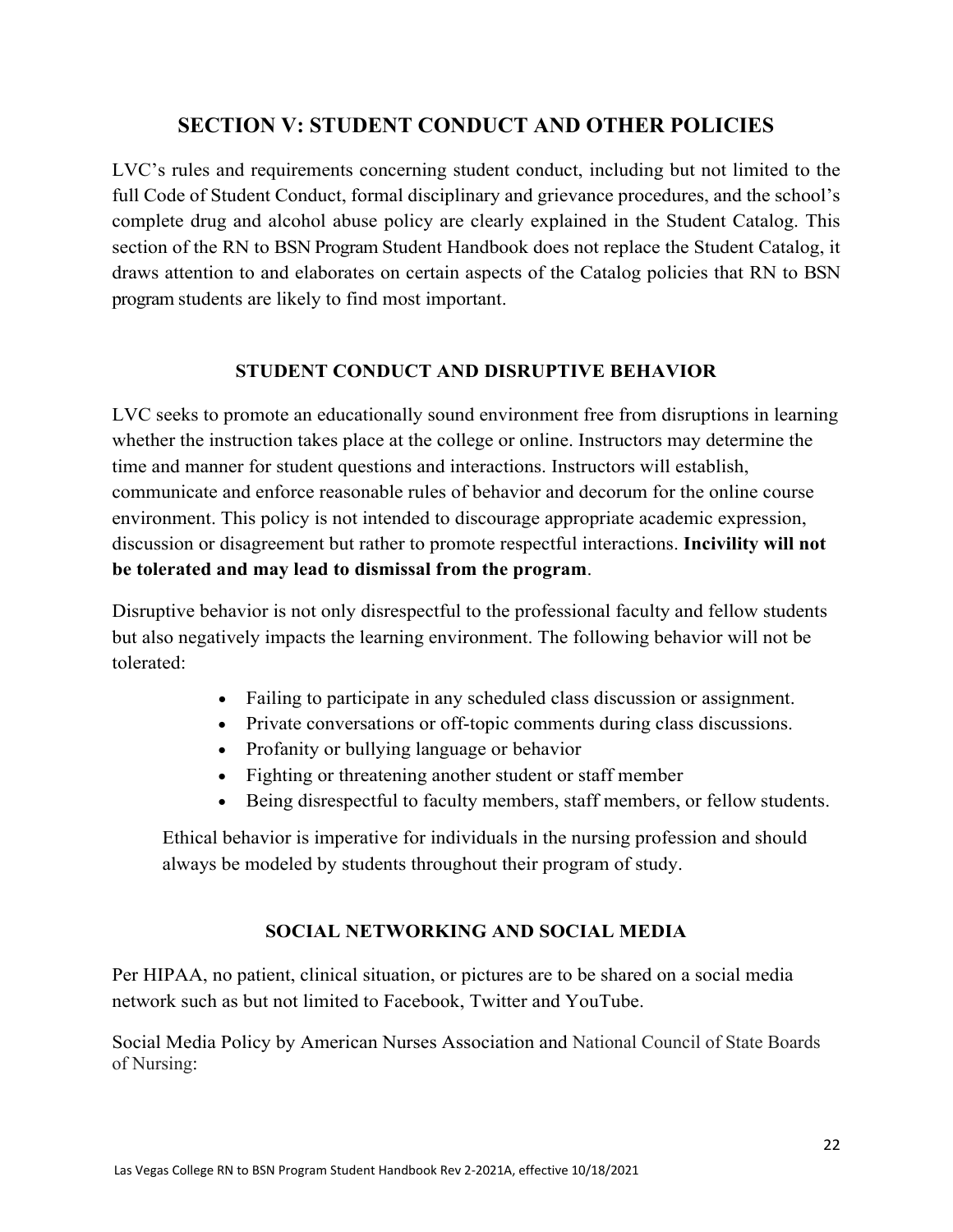# SECTION V: STUDENT CONDUCT AND OTHER POLICIES

LVC's rules and requirements concerning student conduct, including but not limited to the full Code of Student Conduct, formal disciplinary and grievance procedures, and the school's complete drug and alcohol abuse policy are clearly explained in the Student Catalog. This section of the RN to BSN Program Student Handbook does not replace the Student Catalog, it draws attention to and elaborates on certain aspects of the Catalog policies that RN to BSN program students are likely to find most important.

## STUDENT CONDUCT AND DISRUPTIVE BEHAVIOR

LVC seeks to promote an educationally sound environment free from disruptions in learning whether the instruction takes place at the college or online. Instructors may determine the time and manner for student questions and interactions. Instructors will establish, communicate and enforce reasonable rules of behavior and decorum for the online course environment. This policy is not intended to discourage appropriate academic expression, discussion or disagreement but rather to promote respectful interactions. **Incivility will not be tolerated and may lead to dismissal from the program**.

Disruptive behavior is not only disrespectful to the professional faculty and fellow students but also negatively impacts the learning environment. The following behavior will not be tolerated:

- Failing to participate in any scheduled class discussion or assignment.
- Private conversations or off-topic comments during class discussions.
- Profanity or bullying language or behavior
- Fighting or threatening another student or staff member
- Being disrespectful to faculty members, staff members, or fellow students.

Ethical behavior is imperative for individuals in the nursing profession and should always be modeled by students throughout their program of study.

## SOCIAL NETWORKING AND SOCIAL MEDIA

Per HIPAA, no patient, clinical situation, or pictures are to be shared on a social media network such as but not limited to Facebook, Twitter and YouTube.

Social Media Policy by American Nurses Association and National Council of State Boards of Nursing: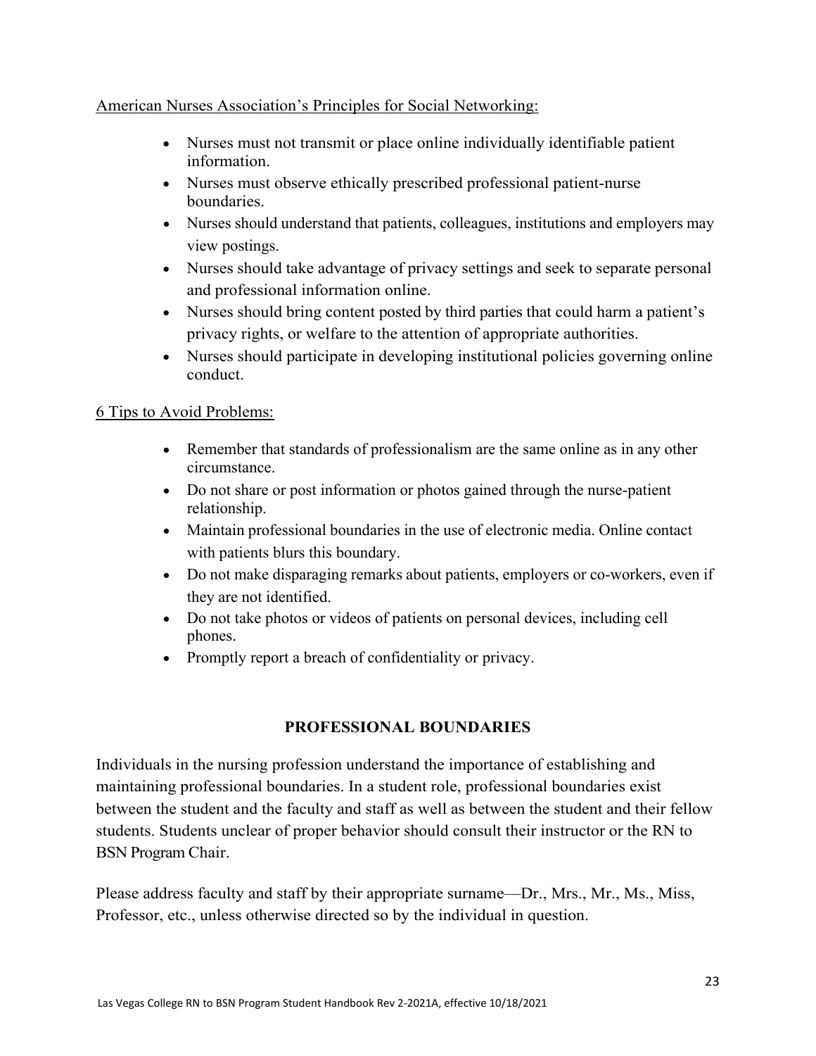American Nurses Association's Principles for Social Networking:

- Nurses must not transmit or place online individually identifiable patient information.
- Nurses must observe ethically prescribed professional patient-nurse boundaries.
- Nurses should understand that patients, colleagues, institutions and employers may view postings.
- Nurses should take advantage of privacy settings and seek to separate personal and professional information online.
- Nurses should bring content posted by third parties that could harm a patient's privacy rights, or welfare to the attention of appropriate authorities.
- Nurses should participate in developing institutional policies governing online conduct.

6 Tips to Avoid Problems:

- Remember that standards of professionalism are the same online as in any other circumstance.
- Do not share or post information or photos gained through the nurse-patient relationship.
- Maintain professional boundaries in the use of electronic media. Online contact with patients blurs this boundary.
- Do not make disparaging remarks about patients, employers or co-workers, even if they are not identified.
- Do not take photos or videos of patients on personal devices, including cell phones.
- Promptly report a breach of confidentiality or privacy.

## PROFESSIONAL BOUNDARIES

Individuals in the nursing profession understand the importance of establishing and maintaining professional boundaries. In a student role, professional boundaries exist between the student and the faculty and staff as well as between the student and their fellow students. Students unclear of proper behavior should consult their instructor or the RN to BSN Program Chair.

Please address faculty and staff by their appropriate surname—Dr., Mrs., Mr., Ms., Miss, Professor, etc., unless otherwise directed so by the individual in question.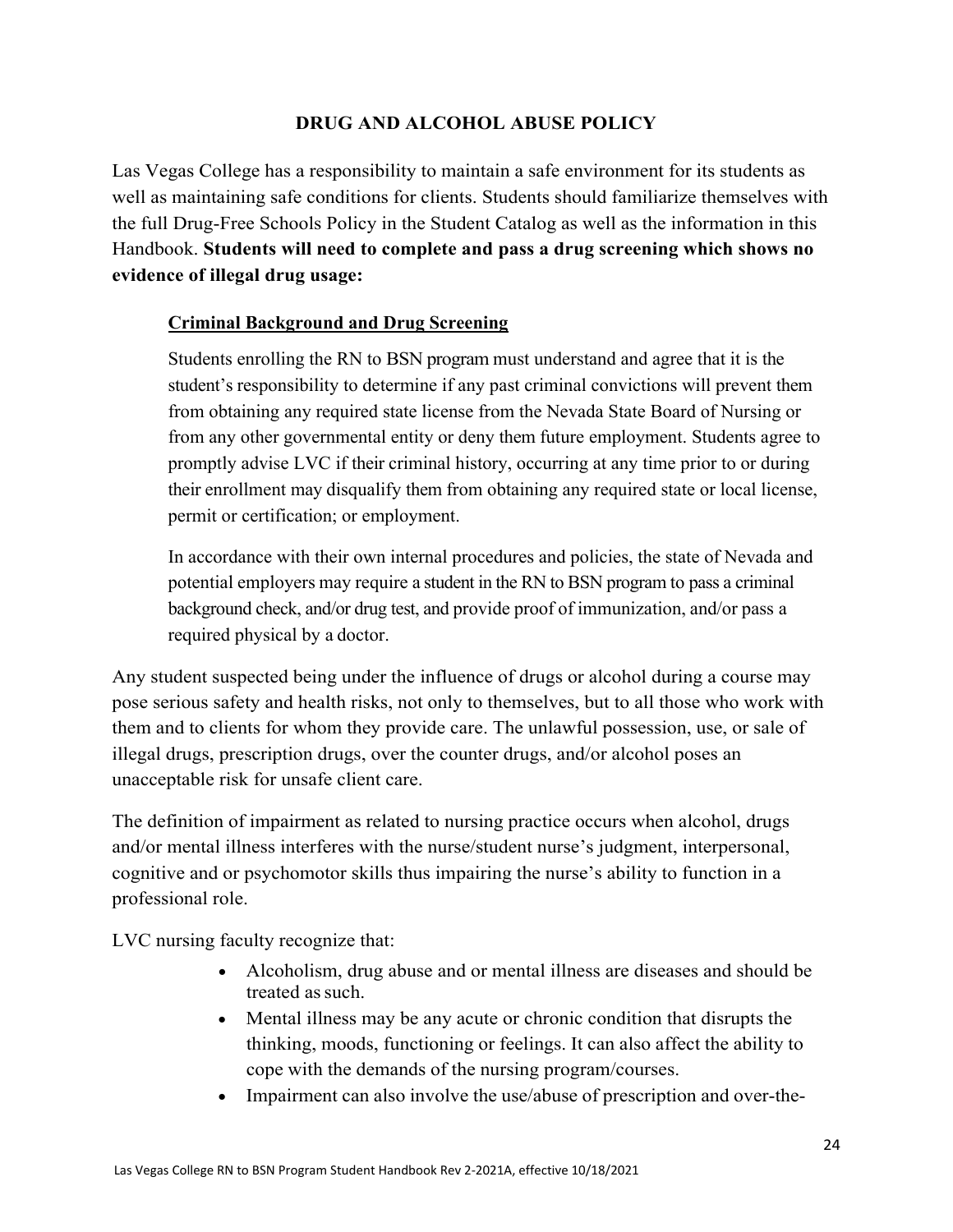## DRUG AND ALCOHOL ABUSE POLICY

Las Vegas College has a responsibility to maintain a safe environment for its students as well as maintaining safe conditions for clients. Students should familiarize themselves with the full Drug-Free Schools Policy in the Student Catalog as well as the information in this Handbook. **Students will need to complete and pass a drug screening which shows no evidence of illegal drug usage:**

### Criminal Background and Drug Screening

Students enrolling the RN to BSN program must understand and agree that it is the student's responsibility to determine if any past criminal convictions will prevent them from obtaining any required state license from the Nevada State Board of Nursing or from any other governmental entity or deny them future employment. Students agree to promptly advise LVC if their criminal history, occurring at any time prior to or during their enrollment may disqualify them from obtaining any required state or local license, permit or certification; or employment.

In accordance with their own internal procedures and policies, the state of Nevada and potential employers may require a student in the RN to BSN program to pass a criminal background check, and/or drug test, and provide proof of immunization, and/or pass a required physical by a doctor.

Any student suspected being under the influence of drugs or alcohol during a course may pose serious safety and health risks, not only to themselves, but to all those who work with them and to clients for whom they provide care. The unlawful possession, use, or sale of illegal drugs, prescription drugs, over the counter drugs, and/or alcohol poses an unacceptable risk for unsafe client care.

The definition of impairment as related to nursing practice occurs when alcohol, drugs and/or mental illness interferes with the nurse/student nurse's judgment, interpersonal, cognitive and or psychomotor skills thus impairing the nurse's ability to function in a professional role.

LVC nursing faculty recognize that:

- Alcoholism, drug abuse and or mental illness are diseases and should be treated as such.
- Mental illness may be any acute or chronic condition that disrupts the thinking, moods, functioning or feelings. It can also affect the ability to cope with the demands of the nursing program/courses.
- Impairment can also involve the use/abuse of prescription and over-the-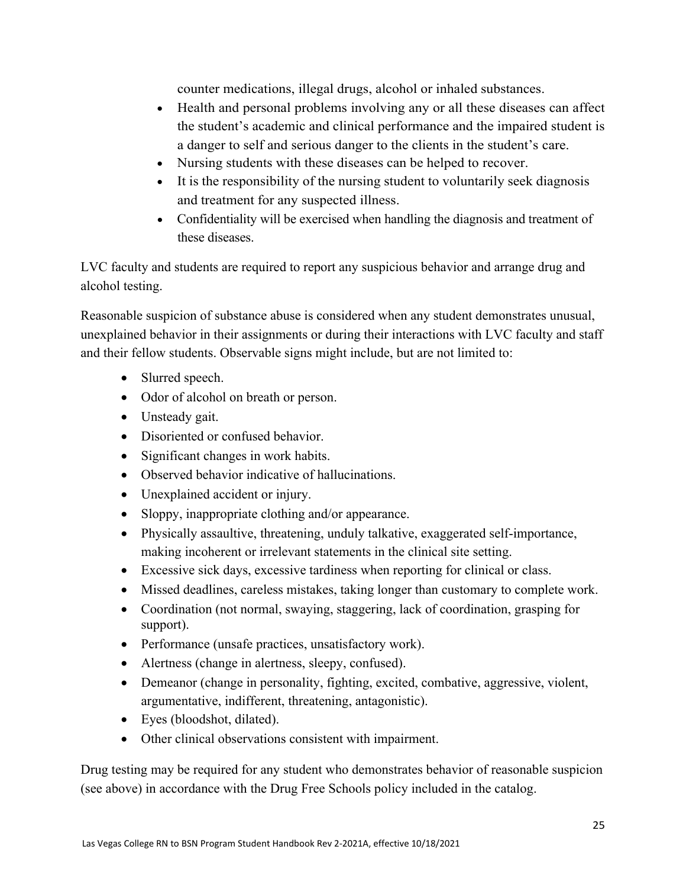counter medications, illegal drugs, alcohol or inhaled substances.

- Health and personal problems involving any or all these diseases can affect the student's academic and clinical performance and the impaired student is a danger to self and serious danger to the clients in the student's care.
- Nursing students with these diseases can be helped to recover.
- It is the responsibility of the nursing student to voluntarily seek diagnosis and treatment for any suspected illness.
- Confidentiality will be exercised when handling the diagnosis and treatment of these diseases.

LVC faculty and students are required to report any suspicious behavior and arrange drug and alcohol testing.

Reasonable suspicion of substance abuse is considered when any student demonstrates unusual, unexplained behavior in their assignments or during their interactions with LVC faculty and staff and their fellow students. Observable signs might include, but are not limited to:

- Slurred speech.
- Odor of alcohol on breath or person.
- Unsteady gait.
- Disoriented or confused behavior.
- Significant changes in work habits.
- Observed behavior indicative of hallucinations.
- Unexplained accident or injury.
- Sloppy, inappropriate clothing and/or appearance.
- Physically assaultive, threatening, unduly talkative, exaggerated self-importance, making incoherent or irrelevant statements in the clinical site setting.
- Excessive sick days, excessive tardiness when reporting for clinical or class.
- Missed deadlines, careless mistakes, taking longer than customary to complete work.
- Coordination (not normal, swaying, staggering, lack of coordination, grasping for support).
- Performance (unsafe practices, unsatisfactory work).
- Alertness (change in alertness, sleepy, confused).
- Demeanor (change in personality, fighting, excited, combative, aggressive, violent, argumentative, indifferent, threatening, antagonistic).
- Eyes (bloodshot, dilated).
- Other clinical observations consistent with impairment.

Drug testing may be required for any student who demonstrates behavior of reasonable suspicion (see above) in accordance with the Drug Free Schools policy included in the catalog.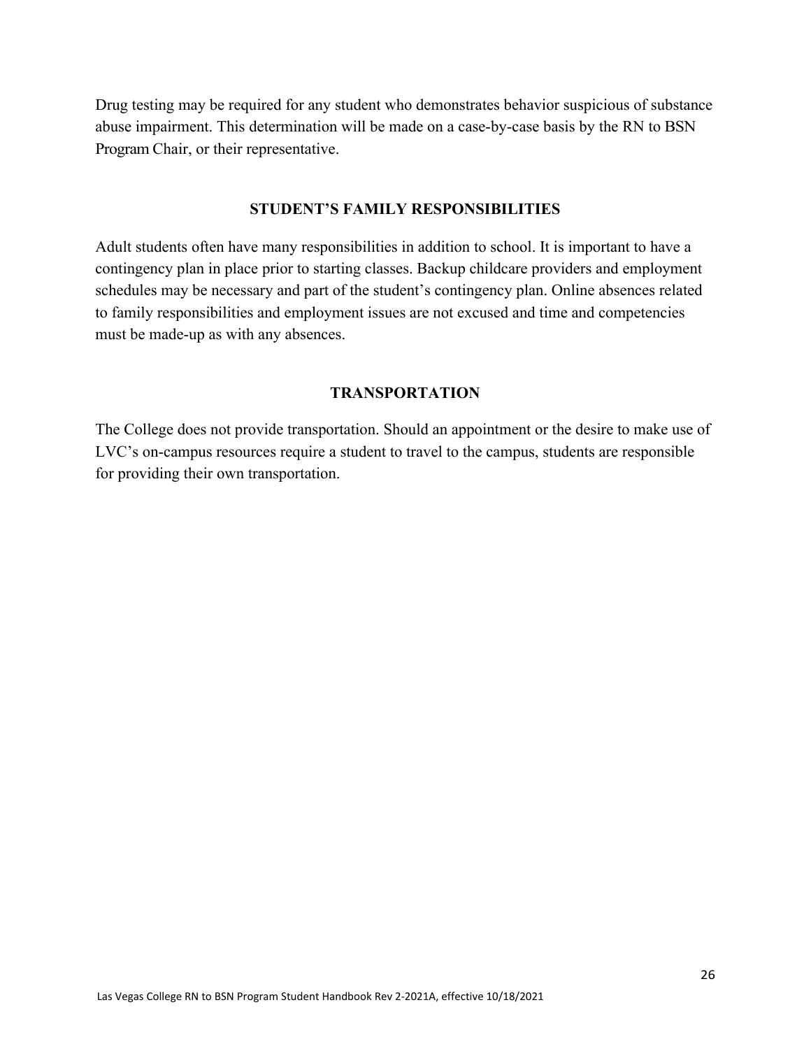Drug testing may be required for any student who demonstrates behavior suspicious of substance abuse impairment. This determination will be made on a case-by-case basis by the RN to BSN Program Chair, or their representative.

## STUDENT'S FAMILY RESPONSIBILITIES

Adult students often have many responsibilities in addition to school. It is important to have a contingency plan in place prior to starting classes. Backup childcare providers and employment schedules may be necessary and part of the student's contingency plan. Online absences related to family responsibilities and employment issues are not excused and time and competencies must be made-up as with any absences.

## TRANSPORTATION

The College does not provide transportation. Should an appointment or the desire to make use of LVC's on-campus resources require a student to travel to the campus, students are responsible for providing their own transportation.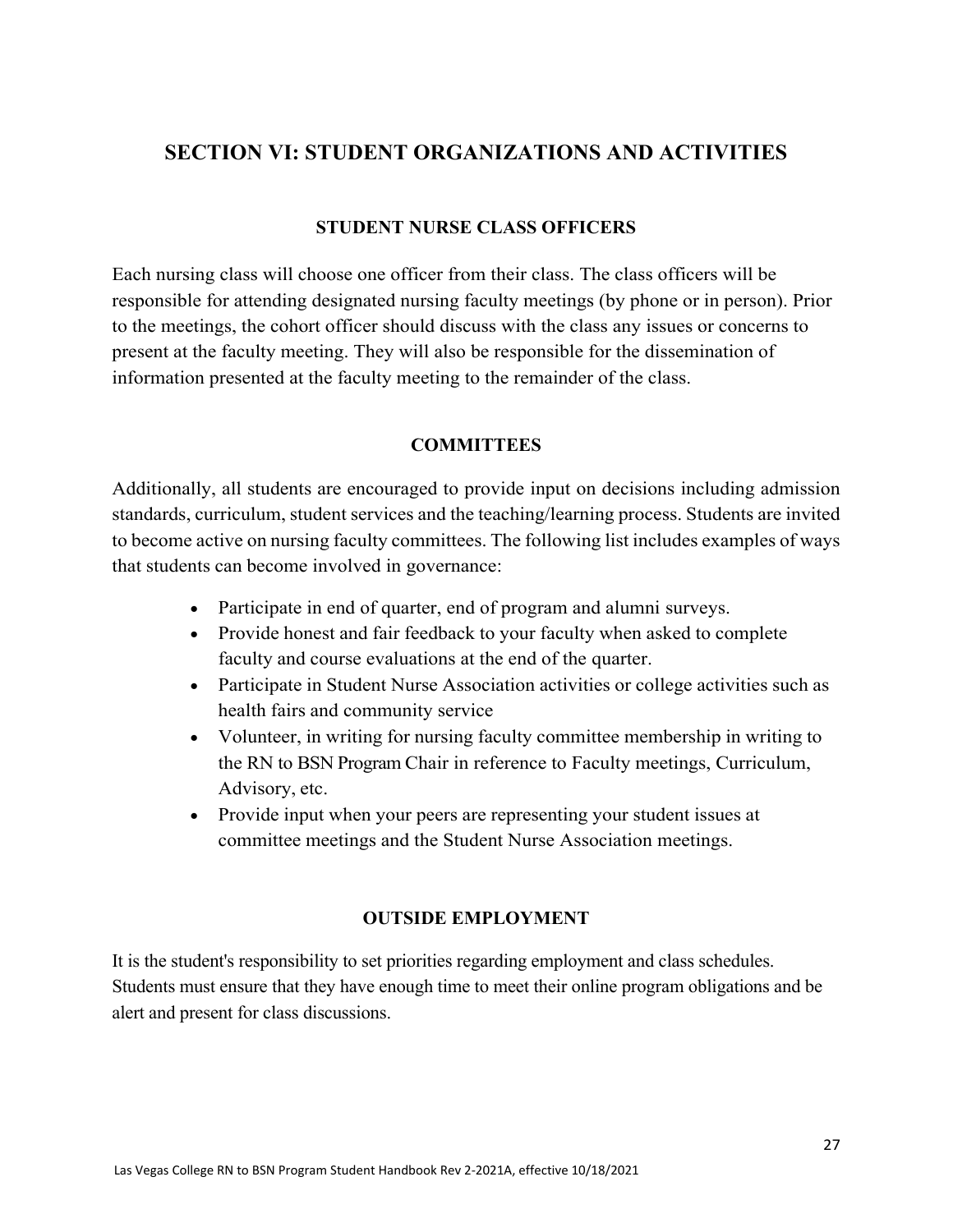# SECTION VI: STUDENT ORGANIZATIONS AND ACTIVITIES

## STUDENT NURSE CLASS OFFICERS

Each nursing class will choose one officer from their class. The class officers will be responsible for attending designated nursing faculty meetings (by phone or in person). Prior to the meetings, the cohort officer should discuss with the class any issues or concerns to present at the faculty meeting. They will also be responsible for the dissemination of information presented at the faculty meeting to the remainder of the class.

## COMMITTEES

Additionally, all students are encouraged to provide input on decisions including admission standards, curriculum, student services and the teaching/learning process. Students are invited to become active on nursing faculty committees. The following list includes examples of ways that students can become involved in governance:

- Participate in end of quarter, end of program and alumni surveys.
- Provide honest and fair feedback to your faculty when asked to complete faculty and course evaluations at the end of the quarter.
- Participate in Student Nurse Association activities or college activities such as health fairs and community service
- Volunteer, in writing for nursing faculty committee membership in writing to the RN to BSN Program Chair in reference to Faculty meetings, Curriculum, Advisory, etc.
- Provide input when your peers are representing your student issues at committee meetings and the Student Nurse Association meetings.

## OUTSIDE EMPLOYMENT

It is the student's responsibility to set priorities regarding employment and class schedules. Students must ensure that they have enough time to meet their online program obligations and be alert and present for class discussions.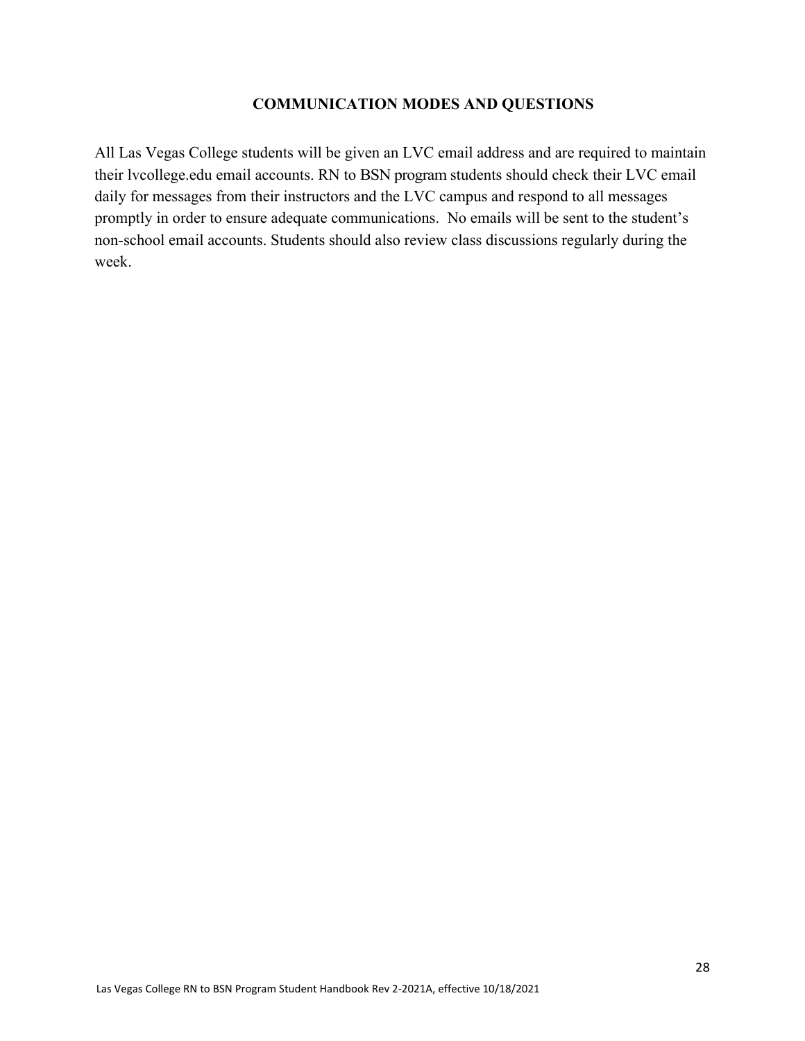## COMMUNICATION MODES AND QUESTIONS

All Las Vegas College students will be given an LVC email address and are required to maintain their lvcollege.edu email accounts. RN to BSN program students should check their LVC email daily for messages from their instructors and the LVC campus and respond to all messages promptly in order to ensure adequate communications. No emails will be sent to the student's non-school email accounts. Students should also review class discussions regularly during the week.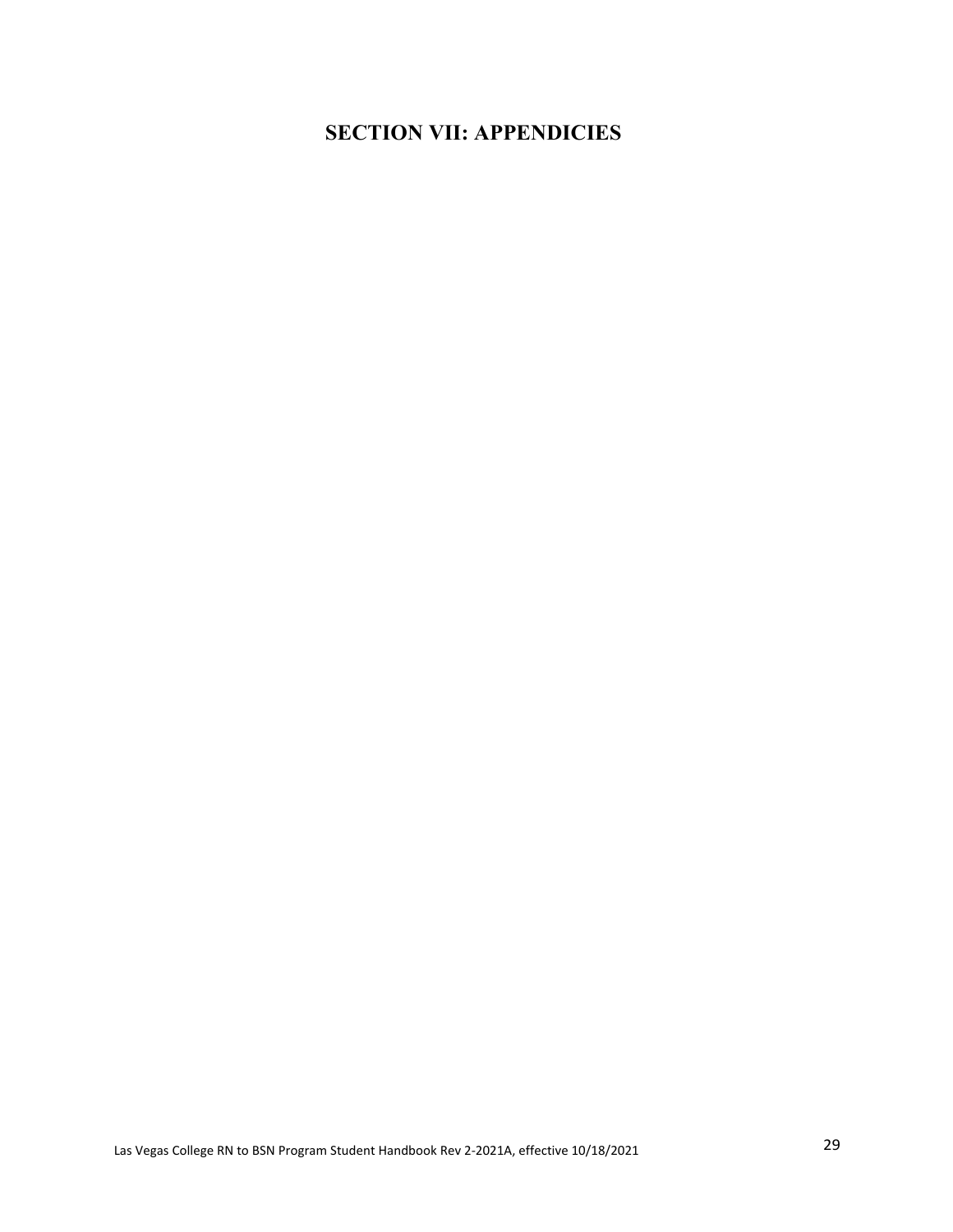# SECTION VII: APPENDICIES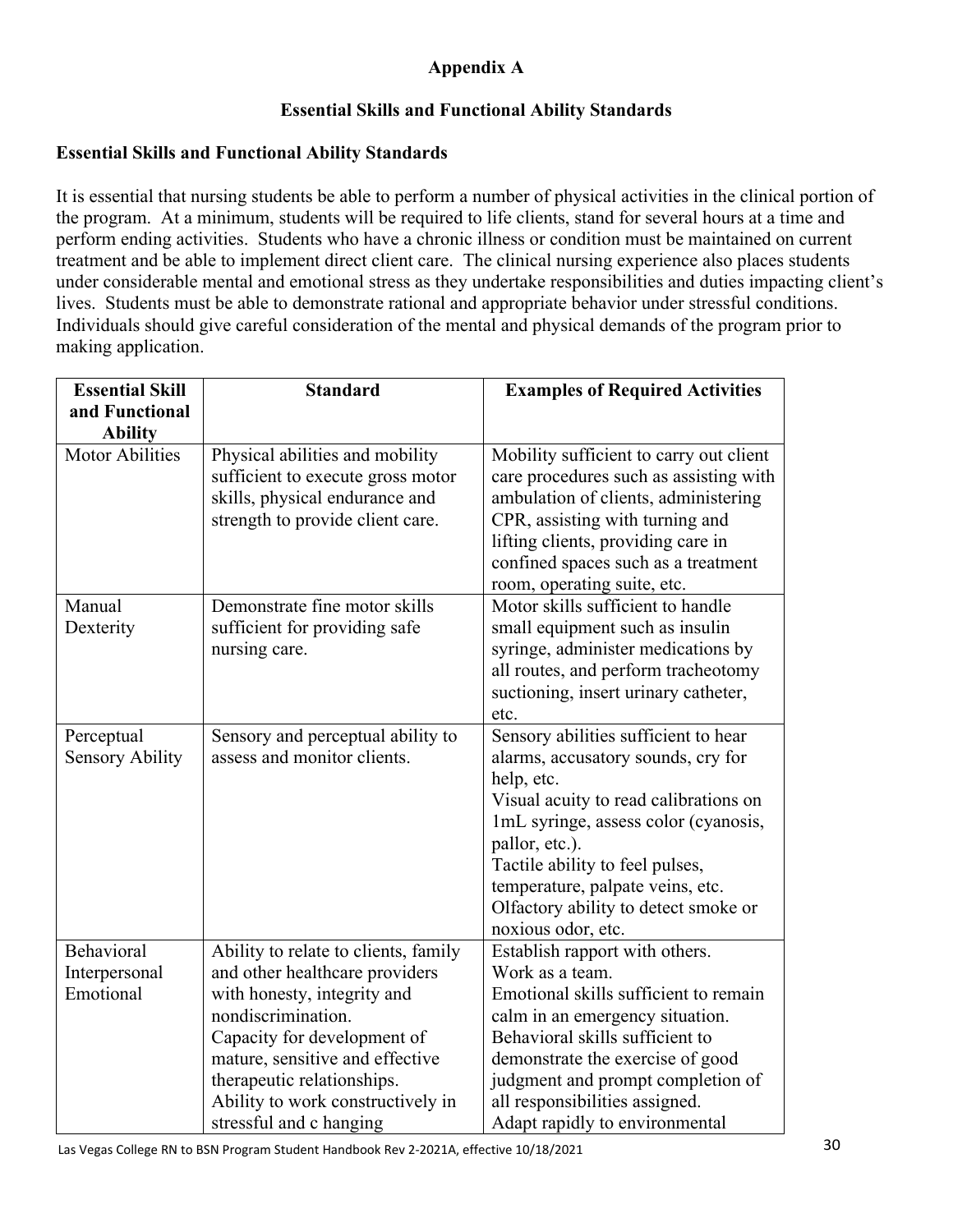**Appendix A**

**Essential Skills and Functional Ability Standards**

**Essential Skills and Functional Ability Standards**

It is essential that nursing students be able to perform a number of physical activities in the clinical portion of the program. At a minimum, students will be required to life clients, stand for several hours at a time and perform ending activities. Students who have a chronic illness or condition must be maintained on current treatment and be able to implement direct client care. The clinical nursing experience also places students under considerable mental and emotional stress as they undertake responsibilities and duties impacting client's lives. Students must be able to demonstrate rational and appropriate behavior under stressful conditions. Individuals should give careful consideration of the mental and physical demands of the program prior to making application.

| Essential Skill and Functional Ability | Standard | Examples of Required Activities |
| --- | --- | --- |
| Motor Abilities | Physical abilities and mobility sufficient to execute gross motor skills, physical endurance and strength to provide client care. | Mobility sufficient to carry out client care procedures such as assisting with ambulation of clients, administering CPR, assisting with turning and lifting clients, providing care in confined spaces such as a treatment room, operating suite, etc. |
| Manual Dexterity | Demonstrate fine motor skills sufficient for providing safe nursing care. | Motor skills sufficient to handle small equipment such as insulin syringe, administer medications by all routes, and perform tracheotomy suctioning, insert urinary catheter, etc. |
| Perceptual Sensory Ability | Sensory and perceptual ability to assess and monitor clients. | Sensory abilities sufficient to hear alarms, accusatory sounds, cry for help, etc.<br>Visual acuity to read calibrations on 1mL syringe, assess color (cyanosis, pallor, etc.).<br>Tactile ability to feel pulses, temperature, palpate veins, etc.<br>Olfactory ability to detect smoke or noxious odor, etc. |
| Behavioral Interpersonal Emotional | Ability to relate to clients, family and other healthcare providers with honesty, integrity and nondiscrimination.<br>Capacity for development of mature, sensitive and effective therapeutic relationships.<br>Ability to work constructively in stressful and c hanging | Establish rapport with others.<br>Work as a team.<br>Emotional skills sufficient to remain calm in an emergency situation.<br>Behavioral skills sufficient to demonstrate the exercise of good judgment and prompt completion of all responsibilities assigned.<br>Adapt rapidly to environmental |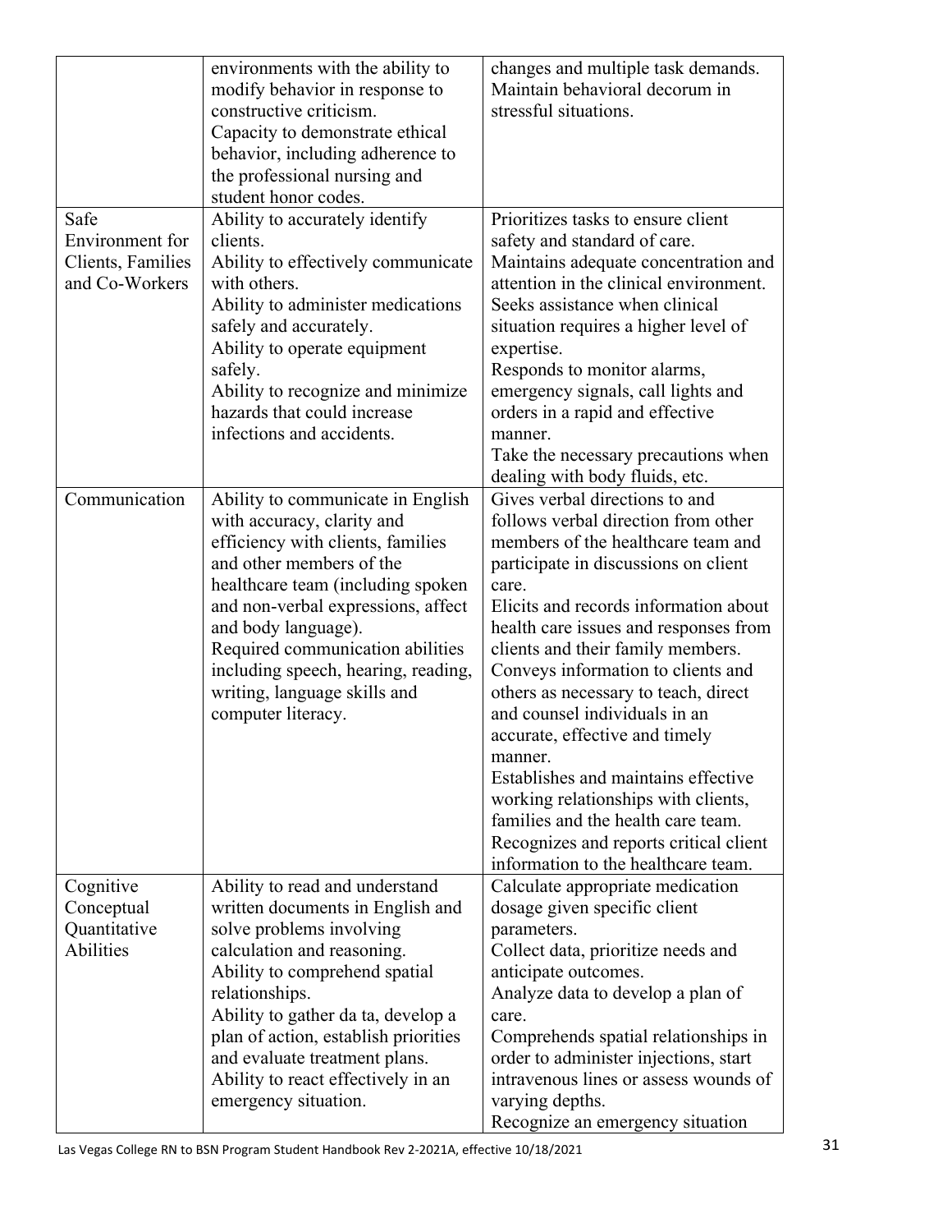| | | |
|---|---|---|
| | environments with the ability to modify behavior in response to constructive criticism.<br>Capacity to demonstrate ethical behavior, including adherence to the professional nursing and student honor codes. | changes and multiple task demands.<br>Maintain behavioral decorum in stressful situations. |
| Safe Environment for Clients, Families and Co-Workers | Ability to accurately identify clients.<br>Ability to effectively communicate with others.<br>Ability to administer medications safely and accurately.<br>Ability to operate equipment safely.<br>Ability to recognize and minimize hazards that could increase infections and accidents. | Prioritizes tasks to ensure client safety and standard of care.<br>Maintains adequate concentration and attention in the clinical environment.<br>Seeks assistance when clinical situation requires a higher level of expertise.<br>Responds to monitor alarms, emergency signals, call lights and orders in a rapid and effective manner.<br>Take the necessary precautions when dealing with body fluids, etc. |
| Communication | Ability to communicate in English with accuracy, clarity and efficiency with clients, families and other members of the healthcare team (including spoken and non-verbal expressions, affect and body language).<br>Required communication abilities including speech, hearing, reading, writing, language skills and computer literacy. | Gives verbal directions to and follows verbal direction from other members of the healthcare team and participate in discussions on client care.<br>Elicits and records information about health care issues and responses from clients and their family members.<br>Conveys information to clients and others as necessary to teach, direct and counsel individuals in an accurate, effective and timely manner.<br>Establishes and maintains effective working relationships with clients, families and the health care team.<br>Recognizes and reports critical client information to the healthcare team. |
| Cognitive Conceptual Quantitative Abilities | Ability to read and understand written documents in English and solve problems involving calculation and reasoning.<br>Ability to comprehend spatial relationships.<br>Ability to gather da ta, develop a plan of action, establish priorities and evaluate treatment plans.<br>Ability to react effectively in an emergency situation. | Calculate appropriate medication dosage given specific client parameters.<br>Collect data, prioritize needs and anticipate outcomes.<br>Analyze data to develop a plan of care.<br>Comprehends spatial relationships in order to administer injections, start intravenous lines or assess wounds of varying depths.<br>Recognize an emergency situation |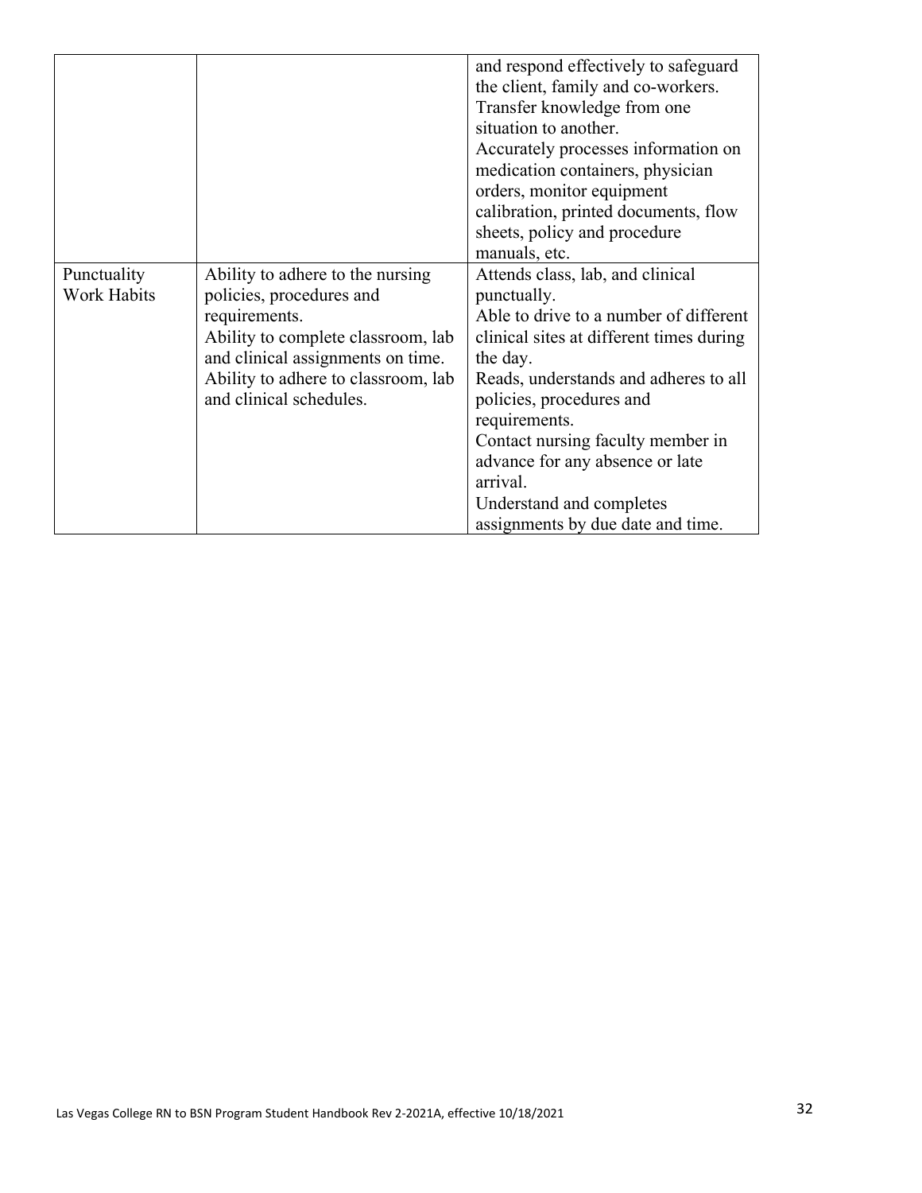| | | |
|---|---|---|
| | | and respond effectively to safeguard the client, family and co-workers.<br>Transfer knowledge from one situation to another.<br>Accurately processes information on medication containers, physician orders, monitor equipment calibration, printed documents, flow sheets, policy and procedure manuals, etc. |
| Punctuality<br>Work Habits | Ability to adhere to the nursing policies, procedures and requirements.<br>Ability to complete classroom, lab and clinical assignments on time.<br>Ability to adhere to classroom, lab and clinical schedules. | Attends class, lab, and clinical punctually.<br>Able to drive to a number of different clinical sites at different times during the day.<br>Reads, understands and adheres to all policies, procedures and requirements.<br>Contact nursing faculty member in advance for any absence or late arrival.<br>Understand and completes assignments by due date and time. |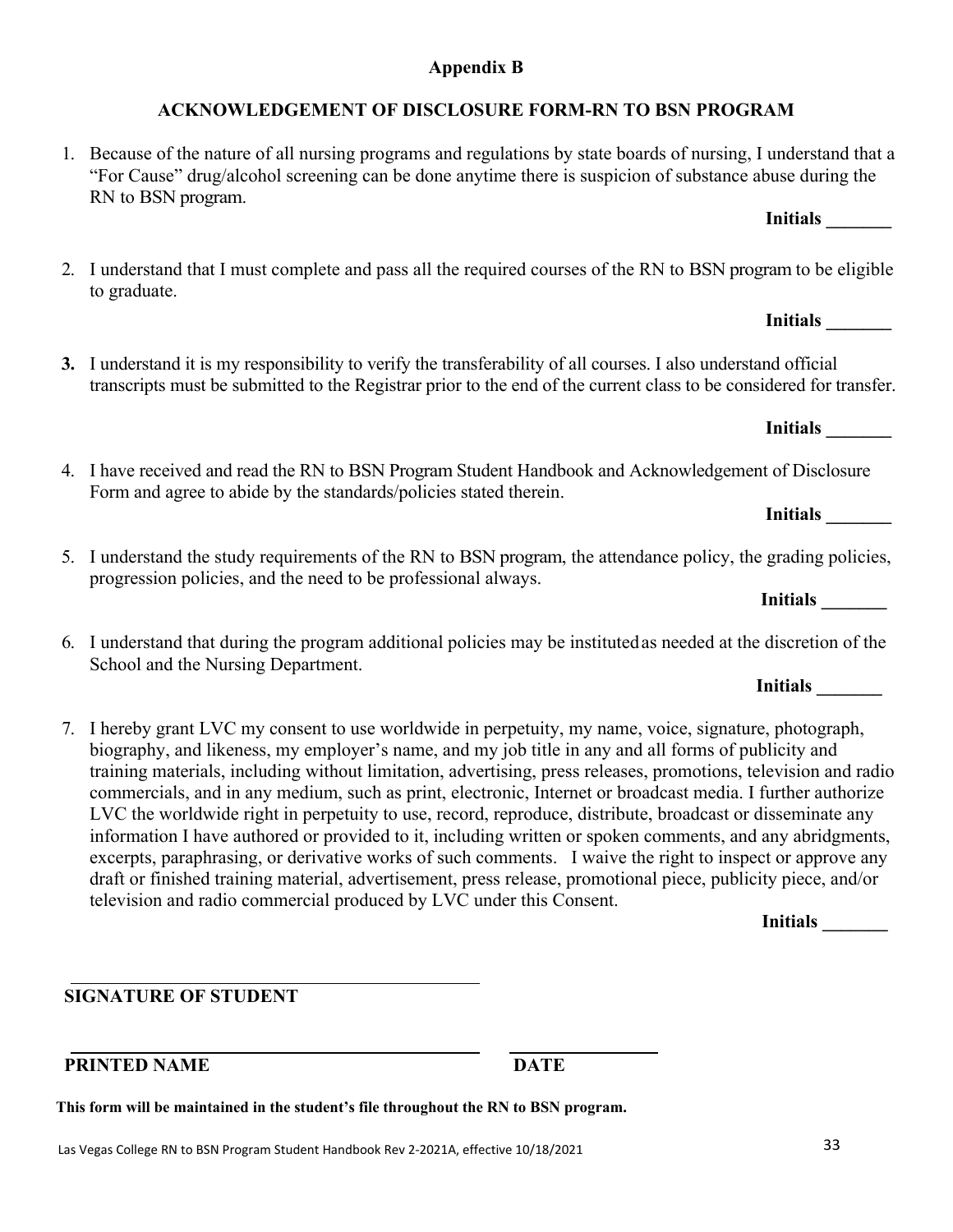## Appendix B

## ACKNOWLEDGEMENT OF DISCLOSURE FORM-RN TO BSN PROGRAM

1. Because of the nature of all nursing programs and regulations by state boards of nursing, I understand that a "For Cause" drug/alcohol screening can be done anytime there is suspicion of substance abuse during the RN to BSN program.

   **Initials _______**

2. I understand that I must complete and pass all the required courses of the RN to BSN program to be eligible to graduate.

   **Initials _______**

3. I understand it is my responsibility to verify the transferability of all courses. I also understand official transcripts must be submitted to the Registrar prior to the end of the current class to be considered for transfer.

   **Initials _______**

4. I have received and read the RN to BSN Program Student Handbook and Acknowledgement of Disclosure Form and agree to abide by the standards/policies stated therein.

   **Initials _______**

5. I understand the study requirements of the RN to BSN program, the attendance policy, the grading policies, progression policies, and the need to be professional always.

   **Initials _______**

6. I understand that during the program additional policies may be instituted as needed at the discretion of the School and the Nursing Department.

   **Initials _______**

7. I hereby grant LVC my consent to use worldwide in perpetuity, my name, voice, signature, photograph, biography, and likeness, my employer's name, and my job title in any and all forms of publicity and training materials, including without limitation, advertising, press releases, promotions, television and radio commercials, and in any medium, such as print, electronic, Internet or broadcast media. I further authorize LVC the worldwide right in perpetuity to use, record, reproduce, distribute, broadcast or disseminate any information I have authored or provided to it, including written or spoken comments, and any abridgments, excerpts, paraphrasing, or derivative works of such comments. I waive the right to inspect or approve any draft or finished training material, advertisement, press release, promotional piece, publicity piece, and/or television and radio commercial produced by LVC under this Consent.

   **Initials _______**

_______________________________________

**SIGNATURE OF STUDENT**

_______________________________________ _______________

**PRINTED NAME** **DATE**

**This form will be maintained in the student's file throughout the RN to BSN program.**

Las Vegas College RN to BSN Program Student Handbook Rev 2-2021A, effective 10/18/2021